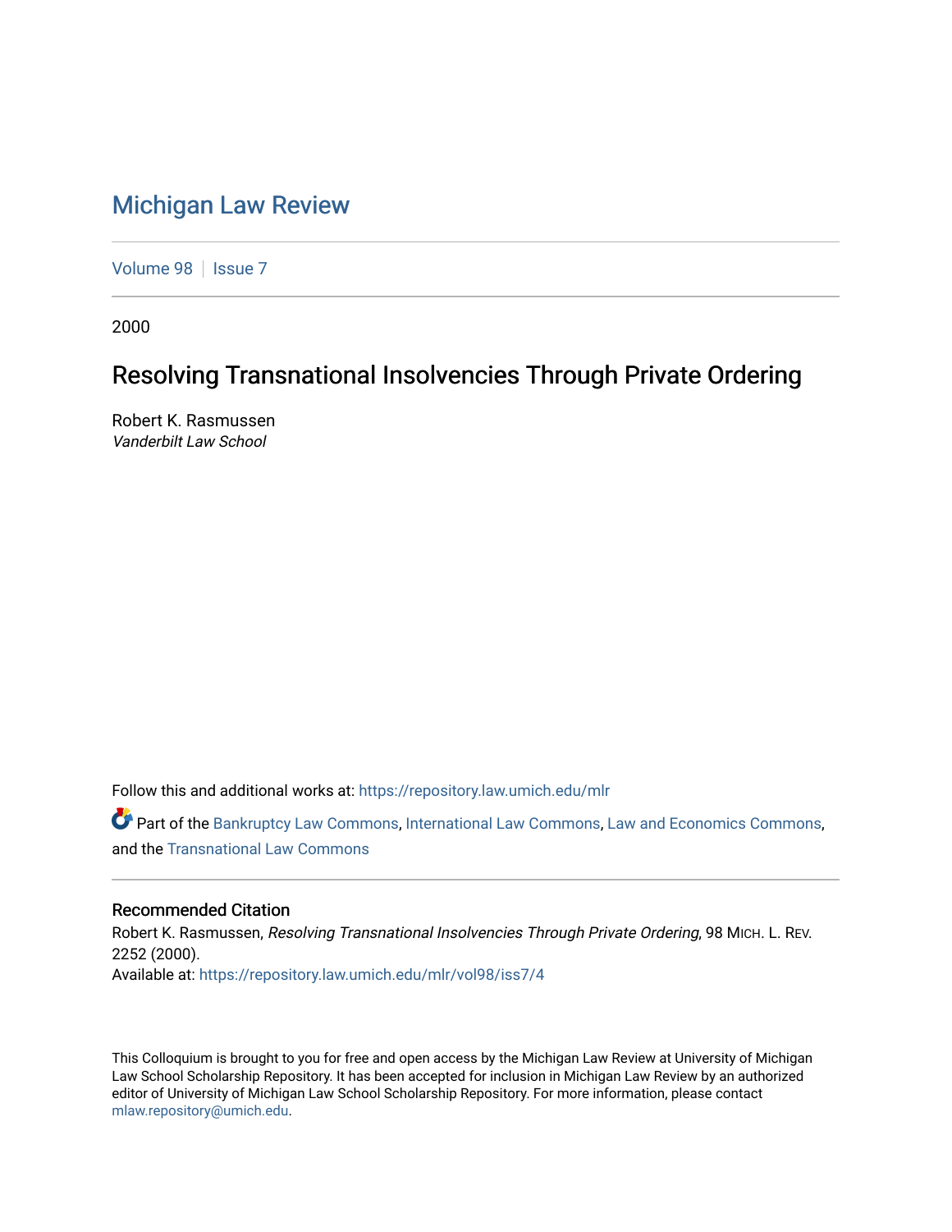# Michigan Law Review

Volume 98 | Issue 7

2000

## Resolving Transnational Insolvencies Through Private Ordering

Robert K. Rasmussen
*Vanderbilt Law School*

Follow this and additional works at: https://repository.law.umich.edu/mlr

Part of the Bankruptcy Law Commons, International Law Commons, Law and Economics Commons, and the Transnational Law Commons

### Recommended Citation

Robert K. Rasmussen, *Resolving Transnational Insolvencies Through Private Ordering*, 98 MICH. L. REV. 2252 (2000).
Available at: https://repository.law.umich.edu/mlr/vol98/iss7/4

This Colloquium is brought to you for free and open access by the Michigan Law Review at University of Michigan Law School Scholarship Repository. It has been accepted for inclusion in Michigan Law Review by an authorized editor of University of Michigan Law School Scholarship Repository. For more information, please contact mlaw.repository@umich.edu.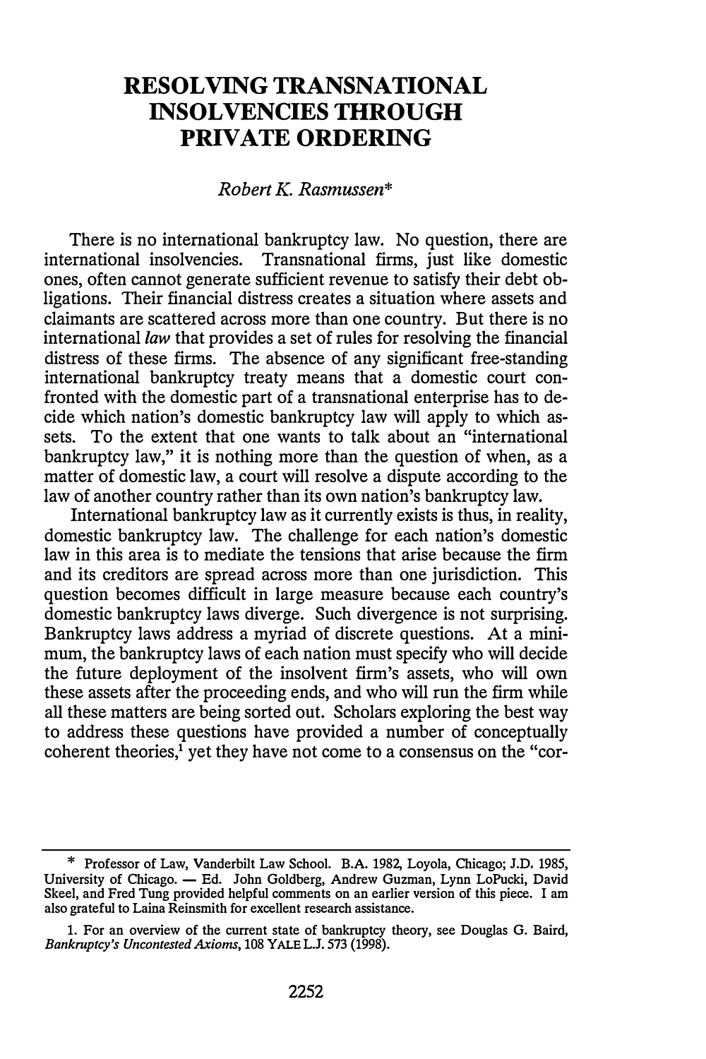# RESOLVING TRANSNATIONAL INSOLVENCIES THROUGH PRIVATE ORDERING

*Robert K. Rasmussen*\*

There is no international bankruptcy law. No question, there are international insolvencies. Transnational firms, just like domestic ones, often cannot generate sufficient revenue to satisfy their debt obligations. Their financial distress creates a situation where assets and claimants are scattered across more than one country. But there is no international *law* that provides a set of rules for resolving the financial distress of these firms. The absence of any significant free-standing international bankruptcy treaty means that a domestic court confronted with the domestic part of a transnational enterprise has to decide which nation's domestic bankruptcy law will apply to which assets. To the extent that one wants to talk about an "international bankruptcy law," it is nothing more than the question of when, as a matter of domestic law, a court will resolve a dispute according to the law of another country rather than its own nation's bankruptcy law.

International bankruptcy law as it currently exists is thus, in reality, domestic bankruptcy law. The challenge for each nation's domestic law in this area is to mediate the tensions that arise because the firm and its creditors are spread across more than one jurisdiction. This question becomes difficult in large measure because each country's domestic bankruptcy laws diverge. Such divergence is not surprising. Bankruptcy laws address a myriad of discrete questions. At a minimum, the bankruptcy laws of each nation must specify who will decide the future deployment of the insolvent firm's assets, who will own these assets after the proceeding ends, and who will run the firm while all these matters are being sorted out. Scholars exploring the best way to address these questions have provided a number of conceptually coherent theories,[1] yet they have not come to a consensus on the "cor-

---

\* Professor of Law, Vanderbilt Law School. B.A. 1982, Loyola, Chicago; J.D. 1985, University of Chicago. — Ed. John Goldberg, Andrew Guzman, Lynn LoPucki, David Skeel, and Fred Tung provided helpful comments on an earlier version of this piece. I am also grateful to Laina Reinsmith for excellent research assistance.

1. For an overview of the current state of bankruptcy theory, see Douglas G. Baird, *Bankruptcy's Uncontested Axioms*, 108 YALE L.J. 573 (1998).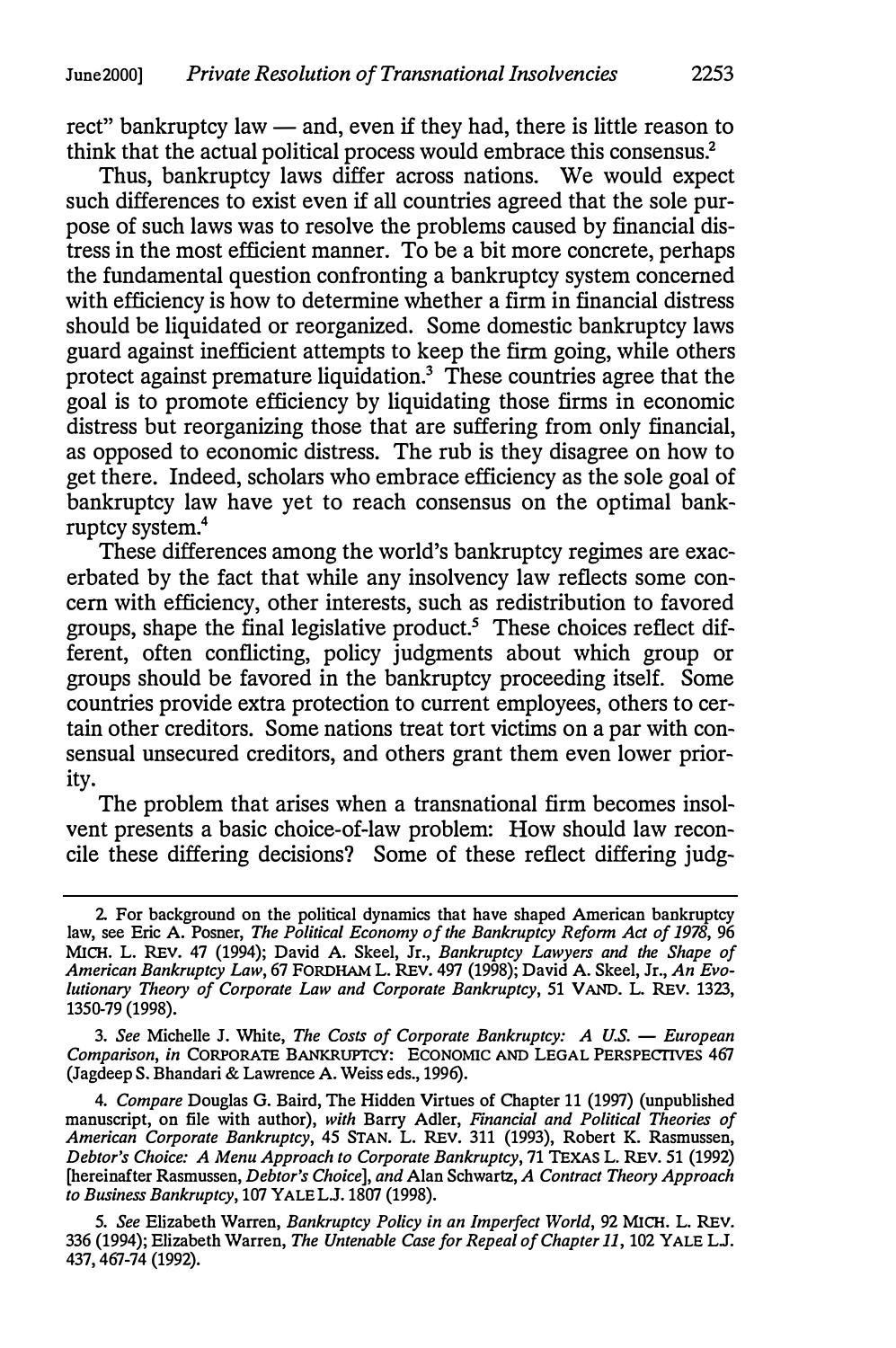rect" bankruptcy law — and, even if they had, there is little reason to think that the actual political process would embrace this consensus.[2]

Thus, bankruptcy laws differ across nations. We would expect such differences to exist even if all countries agreed that the sole purpose of such laws was to resolve the problems caused by financial distress in the most efficient manner. To be a bit more concrete, perhaps the fundamental question confronting a bankruptcy system concerned with efficiency is how to determine whether a firm in financial distress should be liquidated or reorganized. Some domestic bankruptcy laws guard against inefficient attempts to keep the firm going, while others protect against premature liquidation.[3] These countries agree that the goal is to promote efficiency by liquidating those firms in economic distress but reorganizing those that are suffering from only financial, as opposed to economic distress. The rub is they disagree on how to get there. Indeed, scholars who embrace efficiency as the sole goal of bankruptcy law have yet to reach consensus on the optimal bankruptcy system.[4]

These differences among the world's bankruptcy regimes are exacerbated by the fact that while any insolvency law reflects some concern with efficiency, other interests, such as redistribution to favored groups, shape the final legislative product.[5] These choices reflect different, often conflicting, policy judgments about which group or groups should be favored in the bankruptcy proceeding itself. Some countries provide extra protection to current employees, others to certain other creditors. Some nations treat tort victims on a par with consensual unsecured creditors, and others grant them even lower priority.

The problem that arises when a transnational firm becomes insolvent presents a basic choice-of-law problem: How should law reconcile these differing decisions? Some of these reflect differing judg-

---

2. For background on the political dynamics that have shaped American bankruptcy law, see Eric A. Posner, *The Political Economy of the Bankruptcy Reform Act of 1978*, 96 MICH. L. REV. 47 (1994); David A. Skeel, Jr., *Bankruptcy Lawyers and the Shape of American Bankruptcy Law*, 67 FORDHAM L. REV. 497 (1998); David A. Skeel, Jr., *An Evolutionary Theory of Corporate Law and Corporate Bankruptcy*, 51 VAND. L. REV. 1323, 1350-79 (1998).

3. *See* Michelle J. White, *The Costs of Corporate Bankruptcy: A U.S. — European Comparison*, *in* CORPORATE BANKRUPTCY: ECONOMIC AND LEGAL PERSPECTIVES 467 (Jagdeep S. Bhandari & Lawrence A. Weiss eds., 1996).

4. *Compare* Douglas G. Baird, The Hidden Virtues of Chapter 11 (1997) (unpublished manuscript, on file with author), *with* Barry Adler, *Financial and Political Theories of American Corporate Bankruptcy*, 45 STAN. L. REV. 311 (1993), Robert K. Rasmussen, *Debtor's Choice: A Menu Approach to Corporate Bankruptcy*, 71 TEXAS L. REV. 51 (1992) [hereinafter Rasmussen, *Debtor's Choice*], *and* Alan Schwartz, *A Contract Theory Approach to Business Bankruptcy*, 107 YALE L.J. 1807 (1998).

5. *See* Elizabeth Warren, *Bankruptcy Policy in an Imperfect World*, 92 MICH. L. REV. 336 (1994); Elizabeth Warren, *The Untenable Case for Repeal of Chapter 11*, 102 YALE L.J. 437, 467-74 (1992).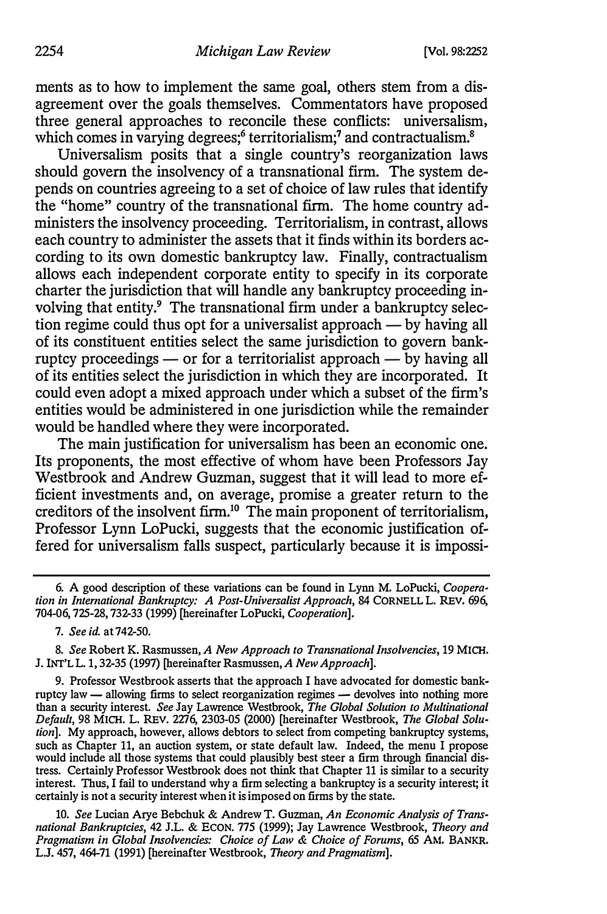ments as to how to implement the same goal, others stem from a disagreement over the goals themselves. Commentators have proposed three general approaches to reconcile these conflicts: universalism, which comes in varying degrees;[6] territorialism;[7] and contractualism.[8]

Universalism posits that a single country's reorganization laws should govern the insolvency of a transnational firm. The system depends on countries agreeing to a set of choice of law rules that identify the "home" country of the transnational firm. The home country administers the insolvency proceeding. Territorialism, in contrast, allows each country to administer the assets that it finds within its borders according to its own domestic bankruptcy law. Finally, contractualism allows each independent corporate entity to specify in its corporate charter the jurisdiction that will handle any bankruptcy proceeding involving that entity.[9] The transnational firm under a bankruptcy selection regime could thus opt for a universalist approach — by having all of its constituent entities select the same jurisdiction to govern bankruptcy proceedings — or for a territorialist approach — by having all of its entities select the jurisdiction in which they are incorporated. It could even adopt a mixed approach under which a subset of the firm's entities would be administered in one jurisdiction while the remainder would be handled where they were incorporated.

The main justification for universalism has been an economic one. Its proponents, the most effective of whom have been Professors Jay Westbrook and Andrew Guzman, suggest that it will lead to more efficient investments and, on average, promise a greater return to the creditors of the insolvent firm.[10] The main proponent of territorialism, Professor Lynn LoPucki, suggests that the economic justification offered for universalism falls suspect, particularly because it is impossi-

---

6. A good description of these variations can be found in Lynn M. LoPucki, *Cooperation in International Bankruptcy: A Post-Universalist Approach*, 84 CORNELL L. REV. 696, 704-06, 725-28, 732-33 (1999) [hereinafter LoPucki, *Cooperation*].

7. *See id.* at 742-50.

8. *See* Robert K. Rasmussen, *A New Approach to Transnational Insolvencies*, 19 MICH. J. INT'L L. 1, 32-35 (1997) [hereinafter Rasmussen, *A New Approach*].

9. Professor Westbrook asserts that the approach I have advocated for domestic bankruptcy law — allowing firms to select reorganization regimes — devolves into nothing more than a security interest. *See* Jay Lawrence Westbrook, *The Global Solution to Multinational Default*, 98 MICH. L. REV. 2276, 2303-05 (2000) [hereinafter Westbrook, *The Global Solution*]. My approach, however, allows debtors to select from competing bankruptcy systems, such as Chapter 11, an auction system, or state default law. Indeed, the menu I propose would include all those systems that could plausibly best steer a firm through financial distress. Certainly Professor Westbrook does not think that Chapter 11 is similar to a security interest. Thus, I fail to understand why a firm selecting a bankruptcy is a security interest; it certainly is not a security interest when it is imposed on firms by the state.

10. *See* Lucian Arye Bebchuk & Andrew T. Guzman, *An Economic Analysis of Transnational Bankruptcies*, 42 J.L. & ECON. 775 (1999); Jay Lawrence Westbrook, *Theory and Pragmatism in Global Insolvencies: Choice of Law & Choice of Forums*, 65 AM. BANKR. L.J. 457, 464-71 (1991) [hereinafter Westbrook, *Theory and Pragmatism*].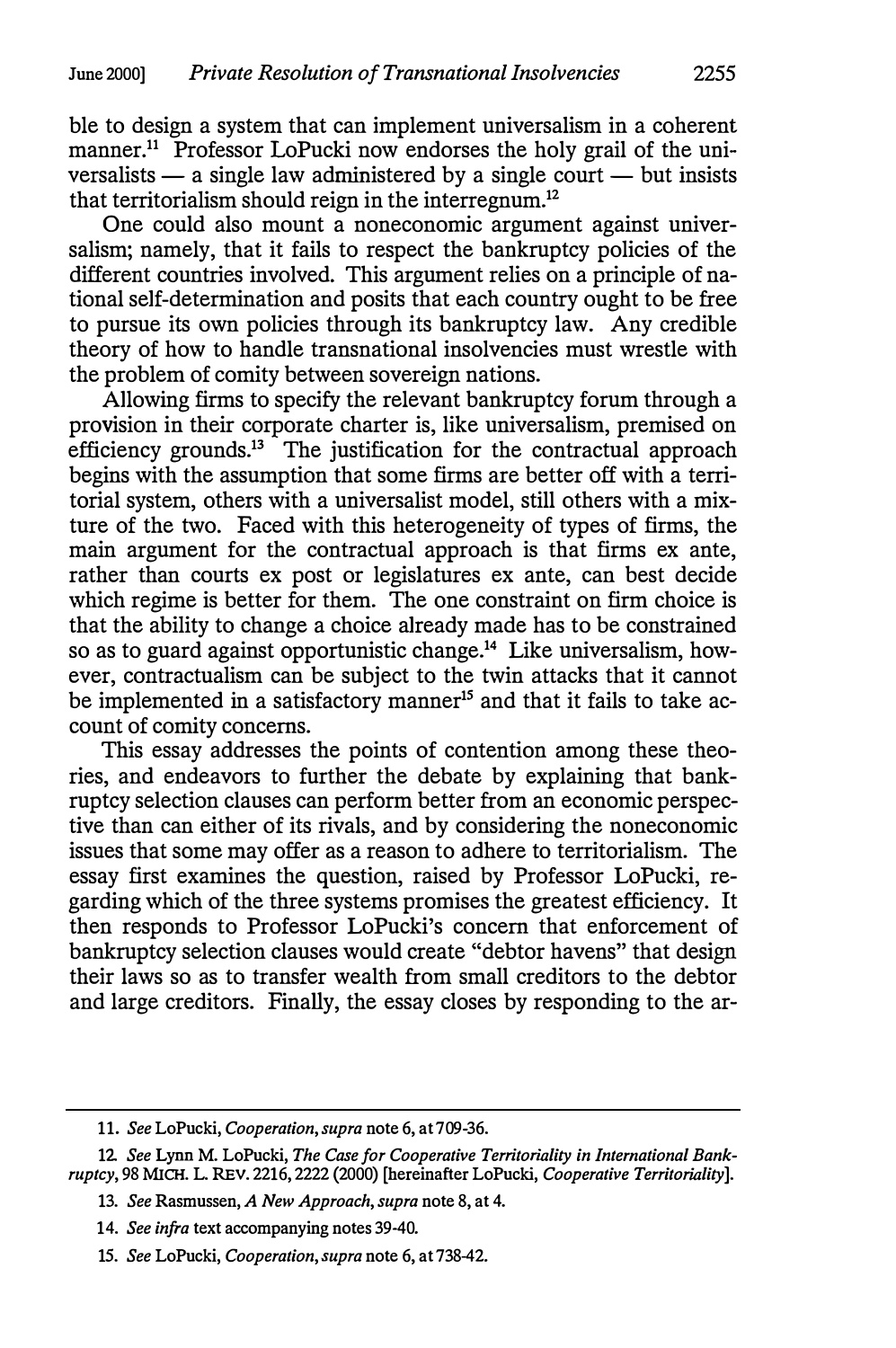ble to design a system that can implement universalism in a coherent manner.[11] Professor LoPucki now endorses the holy grail of the universalists — a single law administered by a single court — but insists that territorialism should reign in the interregnum.[12]

One could also mount a noneconomic argument against universalism; namely, that it fails to respect the bankruptcy policies of the different countries involved. This argument relies on a principle of national self-determination and posits that each country ought to be free to pursue its own policies through its bankruptcy law. Any credible theory of how to handle transnational insolvencies must wrestle with the problem of comity between sovereign nations.

Allowing firms to specify the relevant bankruptcy forum through a provision in their corporate charter is, like universalism, premised on efficiency grounds.[13] The justification for the contractual approach begins with the assumption that some firms are better off with a territorial system, others with a universalist model, still others with a mixture of the two. Faced with this heterogeneity of types of firms, the main argument for the contractual approach is that firms ex ante, rather than courts ex post or legislatures ex ante, can best decide which regime is better for them. The one constraint on firm choice is that the ability to change a choice already made has to be constrained so as to guard against opportunistic change.[14] Like universalism, however, contractualism can be subject to the twin attacks that it cannot be implemented in a satisfactory manner[15] and that it fails to take account of comity concerns.

This essay addresses the points of contention among these theories, and endeavors to further the debate by explaining that bankruptcy selection clauses can perform better from an economic perspective than can either of its rivals, and by considering the noneconomic issues that some may offer as a reason to adhere to territorialism. The essay first examines the question, raised by Professor LoPucki, regarding which of the three systems promises the greatest efficiency. It then responds to Professor LoPucki's concern that enforcement of bankruptcy selection clauses would create "debtor havens" that design their laws so as to transfer wealth from small creditors to the debtor and large creditors. Finally, the essay closes by responding to the ar-

---

11. *See* LoPucki, *Cooperation*, *supra* note 6, at 709-36.

12. *See* Lynn M. LoPucki, *The Case for Cooperative Territoriality in International Bankruptcy*, 98 MICH. L. REV. 2216, 2222 (2000) [hereinafter LoPucki, *Cooperative Territoriality*].

13. *See* Rasmussen, *A New Approach*, *supra* note 8, at 4.

14. *See infra* text accompanying notes 39-40.

15. *See* LoPucki, *Cooperation*, *supra* note 6, at 738-42.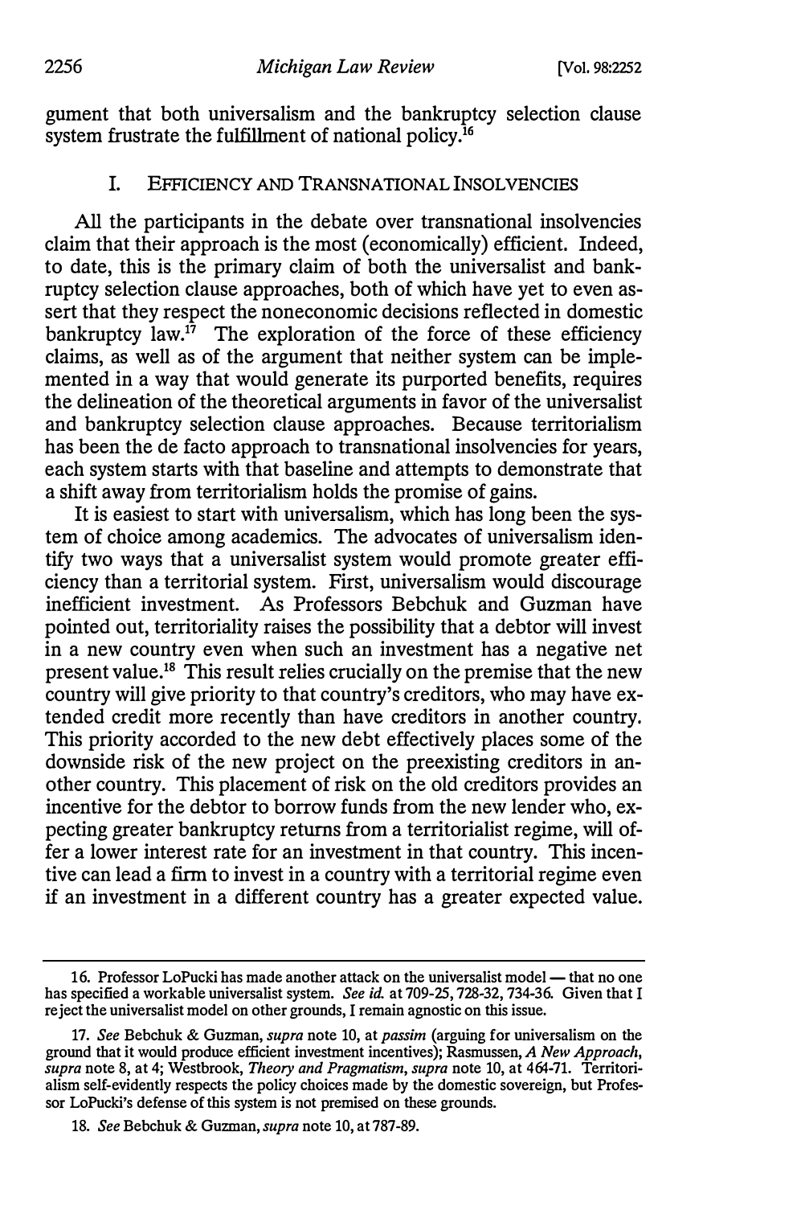gument that both universalism and the bankruptcy selection clause system frustrate the fulfillment of national policy.[16]

## I. EFFICIENCY AND TRANSNATIONAL INSOLVENCIES

All the participants in the debate over transnational insolvencies claim that their approach is the most (economically) efficient. Indeed, to date, this is the primary claim of both the universalist and bankruptcy selection clause approaches, both of which have yet to even assert that they respect the noneconomic decisions reflected in domestic bankruptcy law.[17] The exploration of the force of these efficiency claims, as well as of the argument that neither system can be implemented in a way that would generate its purported benefits, requires the delineation of the theoretical arguments in favor of the universalist and bankruptcy selection clause approaches. Because territorialism has been the de facto approach to transnational insolvencies for years, each system starts with that baseline and attempts to demonstrate that a shift away from territorialism holds the promise of gains.

It is easiest to start with universalism, which has long been the system of choice among academics. The advocates of universalism identify two ways that a universalist system would promote greater efficiency than a territorial system. First, universalism would discourage inefficient investment. As Professors Bebchuk and Guzman have pointed out, territoriality raises the possibility that a debtor will invest in a new country even when such an investment has a negative net present value.[18] This result relies crucially on the premise that the new country will give priority to that country's creditors, who may have extended credit more recently than have creditors in another country. This priority accorded to the new debt effectively places some of the downside risk of the new project on the preexisting creditors in another country. This placement of risk on the old creditors provides an incentive for the debtor to borrow funds from the new lender who, expecting greater bankruptcy returns from a territorialist regime, will offer a lower interest rate for an investment in that country. This incentive can lead a firm to invest in a country with a territorial regime even if an investment in a different country has a greater expected value.

---

16. Professor LoPucki has made another attack on the universalist model — that no one has specified a workable universalist system. *See id.* at 709-25, 728-32, 734-36. Given that I reject the universalist model on other grounds, I remain agnostic on this issue.

17. *See* Bebchuk & Guzman, *supra* note 10, at *passim* (arguing for universalism on the ground that it would produce efficient investment incentives); Rasmussen, *A New Approach*, *supra* note 8, at 4; Westbrook, *Theory and Pragmatism*, *supra* note 10, at 464-71. Territorialism self-evidently respects the policy choices made by the domestic sovereign, but Professor LoPucki's defense of this system is not premised on these grounds.

18. *See* Bebchuk & Guzman, *supra* note 10, at 787-89.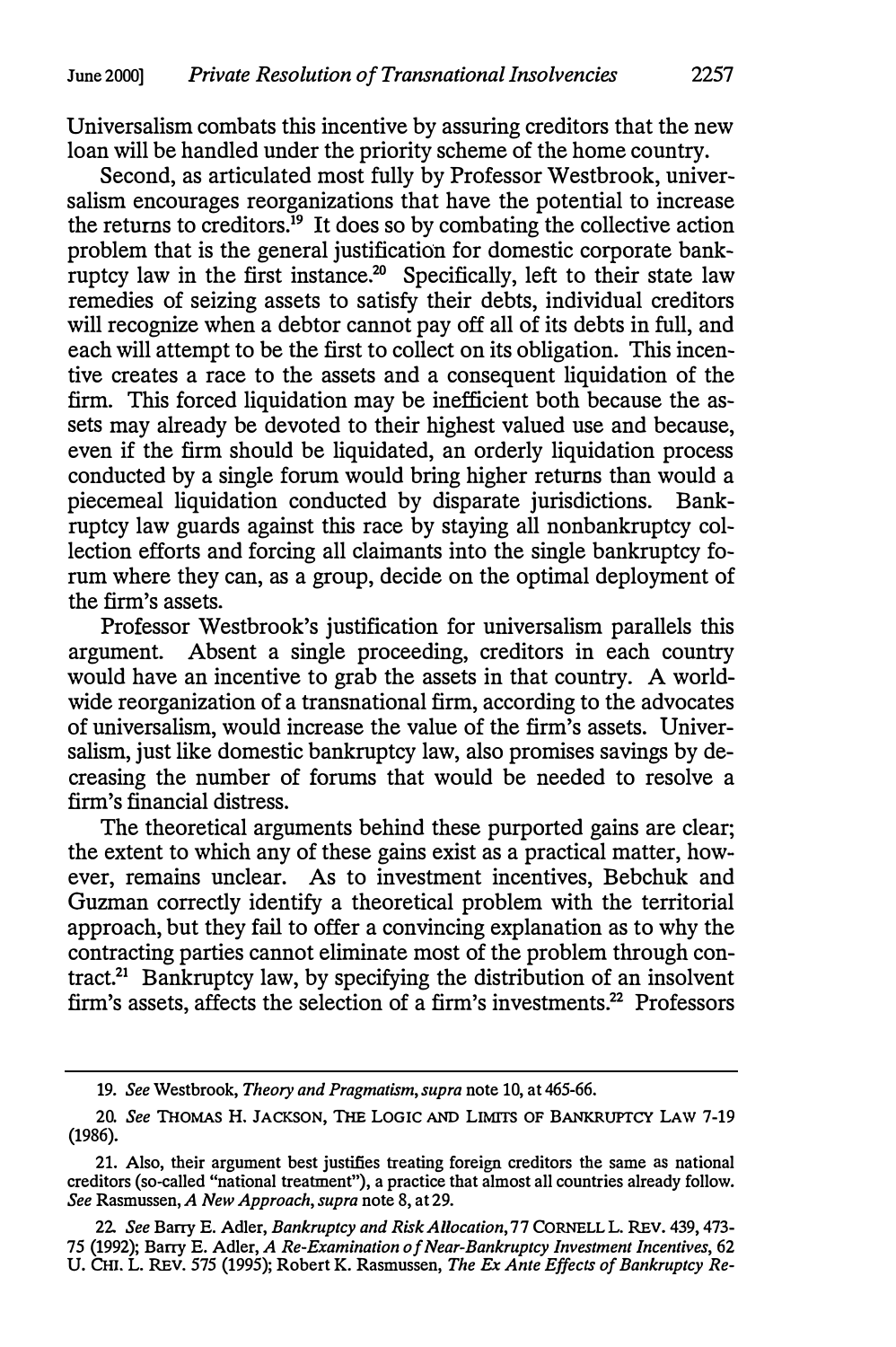Universalism combats this incentive by assuring creditors that the new loan will be handled under the priority scheme of the home country.

Second, as articulated most fully by Professor Westbrook, universalism encourages reorganizations that have the potential to increase the returns to creditors.[19] It does so by combating the collective action problem that is the general justification for domestic corporate bankruptcy law in the first instance.[20] Specifically, left to their state law remedies of seizing assets to satisfy their debts, individual creditors will recognize when a debtor cannot pay off all of its debts in full, and each will attempt to be the first to collect on its obligation. This incentive creates a race to the assets and a consequent liquidation of the firm. This forced liquidation may be inefficient both because the assets may already be devoted to their highest valued use and because, even if the firm should be liquidated, an orderly liquidation process conducted by a single forum would bring higher returns than would a piecemeal liquidation conducted by disparate jurisdictions. Bankruptcy law guards against this race by staying all nonbankruptcy collection efforts and forcing all claimants into the single bankruptcy forum where they can, as a group, decide on the optimal deployment of the firm's assets.

Professor Westbrook's justification for universalism parallels this argument. Absent a single proceeding, creditors in each country would have an incentive to grab the assets in that country. A worldwide reorganization of a transnational firm, according to the advocates of universalism, would increase the value of the firm's assets. Universalism, just like domestic bankruptcy law, also promises savings by decreasing the number of forums that would be needed to resolve a firm's financial distress.

The theoretical arguments behind these purported gains are clear; the extent to which any of these gains exist as a practical matter, however, remains unclear. As to investment incentives, Bebchuk and Guzman correctly identify a theoretical problem with the territorial approach, but they fail to offer a convincing explanation as to why the contracting parties cannot eliminate most of the problem through contract.[21] Bankruptcy law, by specifying the distribution of an insolvent firm's assets, affects the selection of a firm's investments.[22] Professors

---

19. *See* Westbrook, *Theory and Pragmatism*, *supra* note 10, at 465-66.

20. *See* THOMAS H. JACKSON, THE LOGIC AND LIMITS OF BANKRUPTCY LAW 7-19 (1986).

21. Also, their argument best justifies treating foreign creditors the same as national creditors (so-called "national treatment"), a practice that almost all countries already follow. *See* Rasmussen, *A New Approach*, *supra* note 8, at 29.

22. *See* Barry E. Adler, *Bankruptcy and Risk Allocation*, 77 CORNELL L. REV. 439, 473-75 (1992); Barry E. Adler, *A Re-Examination of Near-Bankruptcy Investment Incentives*, 62 U. CHI. L. REV. 575 (1995); Robert K. Rasmussen, *The Ex Ante Effects of Bankruptcy Re-*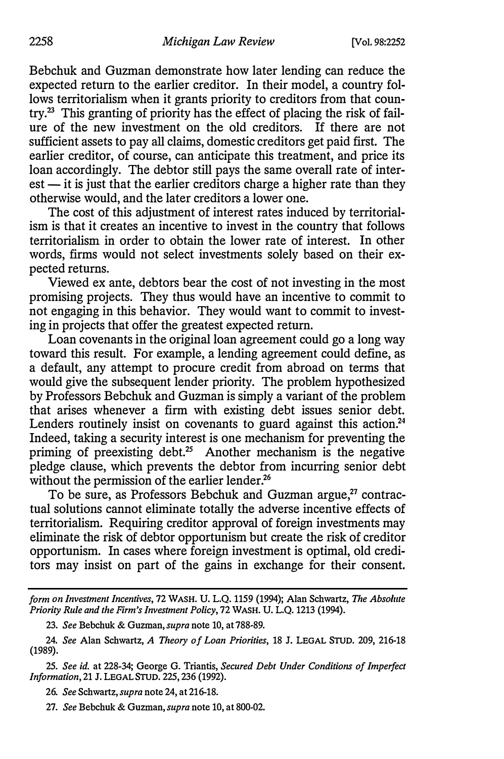Bebchuk and Guzman demonstrate how later lending can reduce the expected return to the earlier creditor. In their model, a country follows territorialism when it grants priority to creditors from that country.[23] This granting of priority has the effect of placing the risk of failure of the new investment on the old creditors. If there are not sufficient assets to pay all claims, domestic creditors get paid first. The earlier creditor, of course, can anticipate this treatment, and price its loan accordingly. The debtor still pays the same overall rate of interest — it is just that the earlier creditors charge a higher rate than they otherwise would, and the later creditors a lower one.

The cost of this adjustment of interest rates induced by territorialism is that it creates an incentive to invest in the country that follows territorialism in order to obtain the lower rate of interest. In other words, firms would not select investments solely based on their expected returns.

Viewed ex ante, debtors bear the cost of not investing in the most promising projects. They thus would have an incentive to commit to not engaging in this behavior. They would want to commit to investing in projects that offer the greatest expected return.

Loan covenants in the original loan agreement could go a long way toward this result. For example, a lending agreement could define, as a default, any attempt to procure credit from abroad on terms that would give the subsequent lender priority. The problem hypothesized by Professors Bebchuk and Guzman is simply a variant of the problem that arises whenever a firm with existing debt issues senior debt. Lenders routinely insist on covenants to guard against this action.[24] Indeed, taking a security interest is one mechanism for preventing the priming of preexisting debt.[25] Another mechanism is the negative pledge clause, which prevents the debtor from incurring senior debt without the permission of the earlier lender.[26]

To be sure, as Professors Bebchuk and Guzman argue,[27] contractual solutions cannot eliminate totally the adverse incentive effects of territorialism. Requiring creditor approval of foreign investments may eliminate the risk of debtor opportunism but create the risk of creditor opportunism. In cases where foreign investment is optimal, old creditors may insist on part of the gains in exchange for their consent.

---

*form on Investment Incentives*, 72 WASH. U. L.Q. 1159 (1994); Alan Schwartz, *The Absolute Priority Rule and the Firm's Investment Policy*, 72 WASH. U. L.Q. 1213 (1994).

23. *See* Bebchuk & Guzman, *supra* note 10, at 788-89.

24. *See* Alan Schwartz, *A Theory of Loan Priorities*, 18 J. LEGAL STUD. 209, 216-18 (1989).

25. *See id.* at 228-34; George G. Triantis, *Secured Debt Under Conditions of Imperfect Information*, 21 J. LEGAL STUD. 225, 236 (1992).

26. *See* Schwartz, *supra* note 24, at 216-18.

27. *See* Bebchuk & Guzman, *supra* note 10, at 800-02.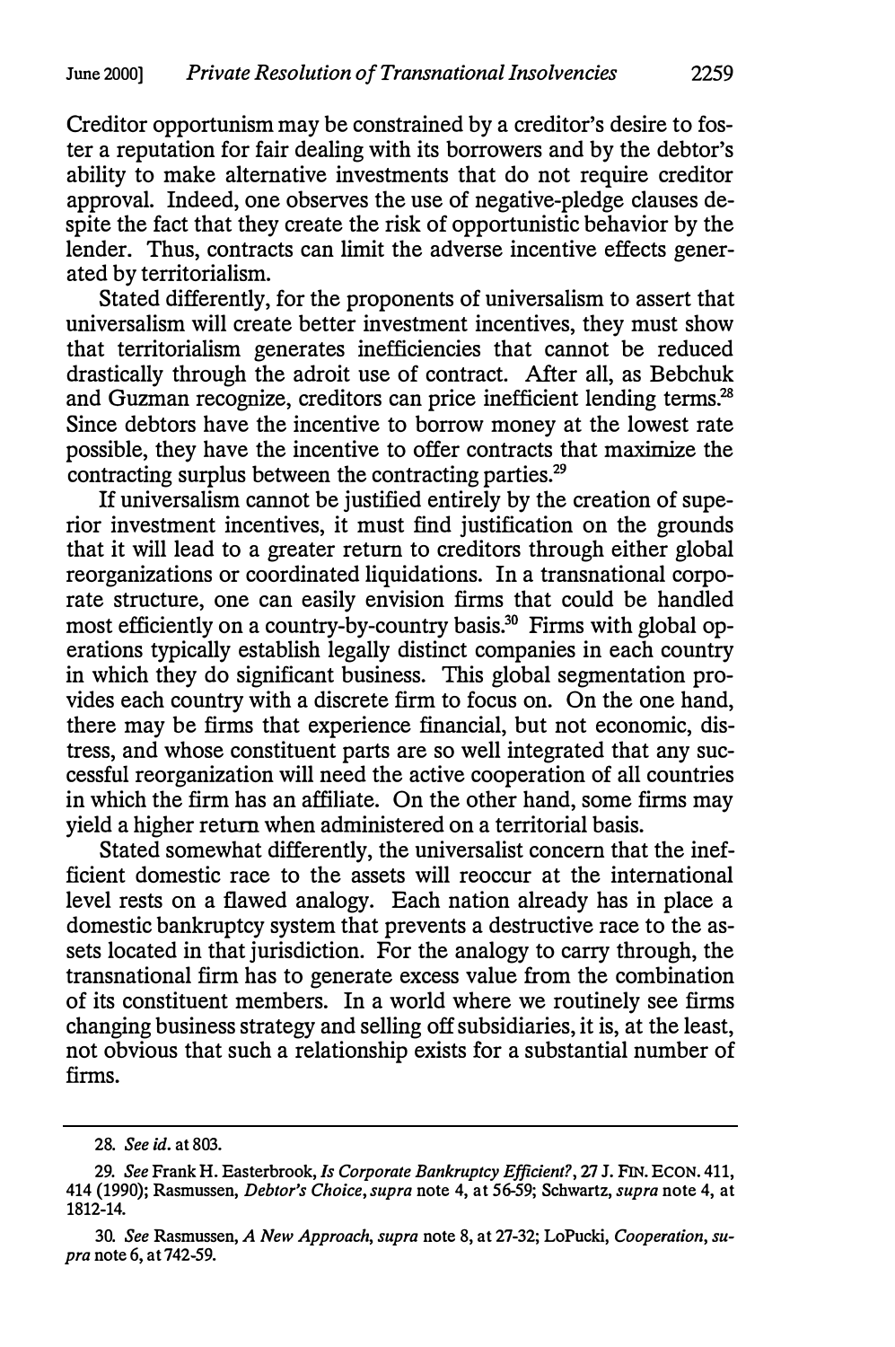Creditor opportunism may be constrained by a creditor's desire to foster a reputation for fair dealing with its borrowers and by the debtor's ability to make alternative investments that do not require creditor approval. Indeed, one observes the use of negative-pledge clauses despite the fact that they create the risk of opportunistic behavior by the lender. Thus, contracts can limit the adverse incentive effects generated by territorialism.

Stated differently, for the proponents of universalism to assert that universalism will create better investment incentives, they must show that territorialism generates inefficiencies that cannot be reduced drastically through the adroit use of contract. After all, as Bebchuk and Guzman recognize, creditors can price inefficient lending terms.[28] Since debtors have the incentive to borrow money at the lowest rate possible, they have the incentive to offer contracts that maximize the contracting surplus between the contracting parties.[29]

If universalism cannot be justified entirely by the creation of superior investment incentives, it must find justification on the grounds that it will lead to a greater return to creditors through either global reorganizations or coordinated liquidations. In a transnational corporate structure, one can easily envision firms that could be handled most efficiently on a country-by-country basis.[30] Firms with global operations typically establish legally distinct companies in each country in which they do significant business. This global segmentation provides each country with a discrete firm to focus on. On the one hand, there may be firms that experience financial, but not economic, distress, and whose constituent parts are so well integrated that any successful reorganization will need the active cooperation of all countries in which the firm has an affiliate. On the other hand, some firms may yield a higher return when administered on a territorial basis.

Stated somewhat differently, the universalist concern that the inefficient domestic race to the assets will reoccur at the international level rests on a flawed analogy. Each nation already has in place a domestic bankruptcy system that prevents a destructive race to the assets located in that jurisdiction. For the analogy to carry through, the transnational firm has to generate excess value from the combination of its constituent members. In a world where we routinely see firms changing business strategy and selling off subsidiaries, it is, at the least, not obvious that such a relationship exists for a substantial number of firms.

---

28. *See id.* at 803.

29. *See* Frank H. Easterbrook, *Is Corporate Bankruptcy Efficient?*, 27 J. FIN. ECON. 411, 414 (1990); Rasmussen, *Debtor's Choice*, *supra* note 4, at 56-59; Schwartz, *supra* note 4, at 1812-14.

30. *See* Rasmussen, *A New Approach*, *supra* note 8, at 27-32; LoPucki, *Cooperation*, *supra* note 6, at 742-59.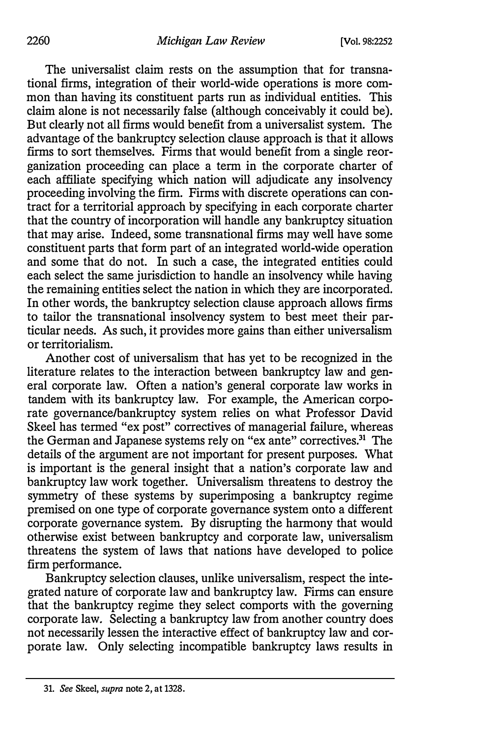The universalist claim rests on the assumption that for transnational firms, integration of their world-wide operations is more common than having its constituent parts run as individual entities. This claim alone is not necessarily false (although conceivably it could be). But clearly not all firms would benefit from a universalist system. The advantage of the bankruptcy selection clause approach is that it allows firms to sort themselves. Firms that would benefit from a single reorganization proceeding can place a term in the corporate charter of each affiliate specifying which nation will adjudicate any insolvency proceeding involving the firm. Firms with discrete operations can contract for a territorial approach by specifying in each corporate charter that the country of incorporation will handle any bankruptcy situation that may arise. Indeed, some transnational firms may well have some constituent parts that form part of an integrated world-wide operation and some that do not. In such a case, the integrated entities could each select the same jurisdiction to handle an insolvency while having the remaining entities select the nation in which they are incorporated. In other words, the bankruptcy selection clause approach allows firms to tailor the transnational insolvency system to best meet their particular needs. As such, it provides more gains than either universalism or territorialism.

Another cost of universalism that has yet to be recognized in the literature relates to the interaction between bankruptcy law and general corporate law. Often a nation's general corporate law works in tandem with its bankruptcy law. For example, the American corporate governance/bankruptcy system relies on what Professor David Skeel has termed "ex post" correctives of managerial failure, whereas the German and Japanese systems rely on "ex ante" correctives.[31] The details of the argument are not important for present purposes. What is important is the general insight that a nation's corporate law and bankruptcy law work together. Universalism threatens to destroy the symmetry of these systems by superimposing a bankruptcy regime premised on one type of corporate governance system onto a different corporate governance system. By disrupting the harmony that would otherwise exist between bankruptcy and corporate law, universalism threatens the system of laws that nations have developed to police firm performance.

Bankruptcy selection clauses, unlike universalism, respect the integrated nature of corporate law and bankruptcy law. Firms can ensure that the bankruptcy regime they select comports with the governing corporate law. Selecting a bankruptcy law from another country does not necessarily lessen the interactive effect of bankruptcy law and corporate law. Only selecting incompatible bankruptcy laws results in

---

31. *See* Skeel, *supra* note 2, at 1328.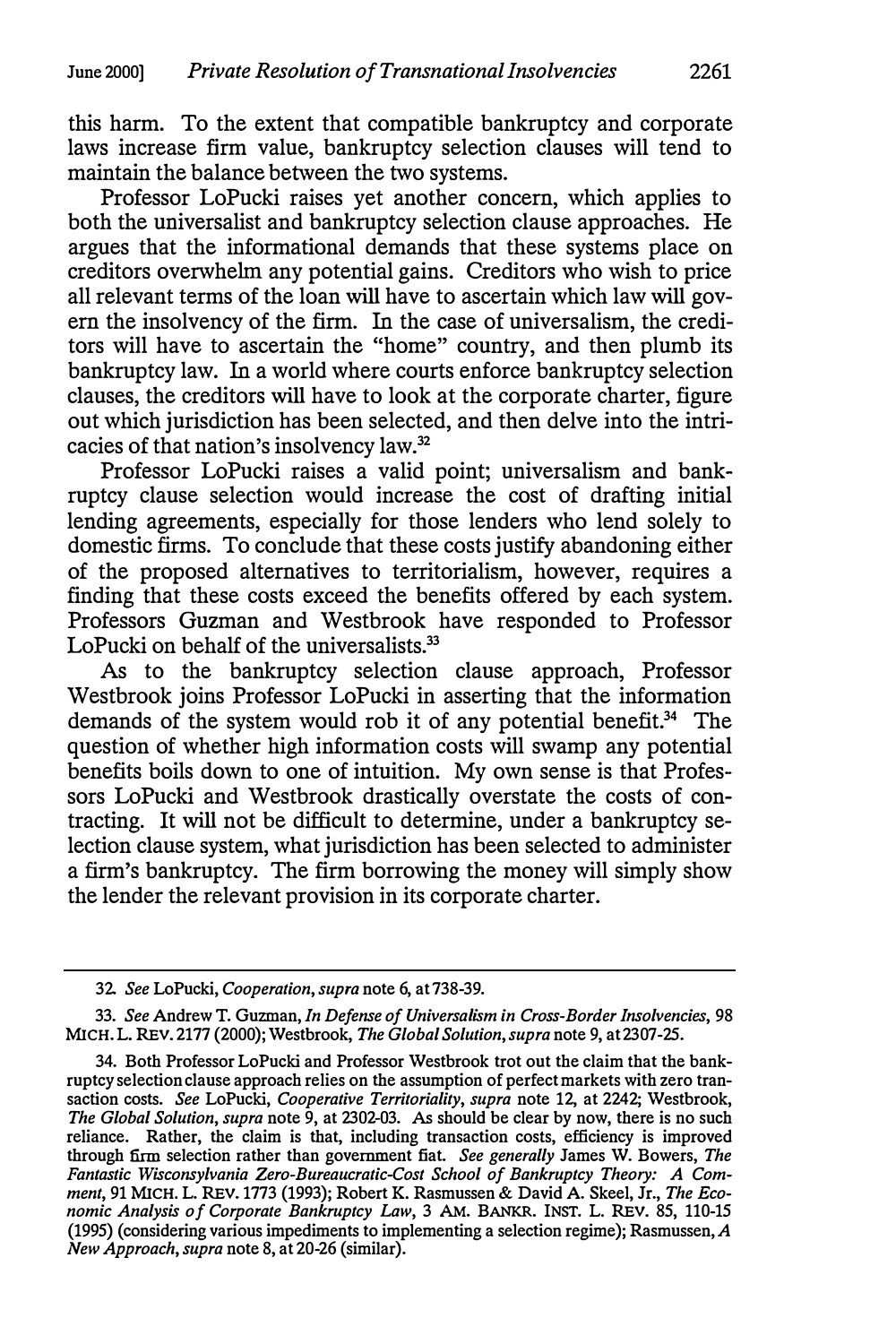this harm. To the extent that compatible bankruptcy and corporate laws increase firm value, bankruptcy selection clauses will tend to maintain the balance between the two systems.

Professor LoPucki raises yet another concern, which applies to both the universalist and bankruptcy selection clause approaches. He argues that the informational demands that these systems place on creditors overwhelm any potential gains. Creditors who wish to price all relevant terms of the loan will have to ascertain which law will govern the insolvency of the firm. In the case of universalism, the creditors will have to ascertain the "home" country, and then plumb its bankruptcy law. In a world where courts enforce bankruptcy selection clauses, the creditors will have to look at the corporate charter, figure out which jurisdiction has been selected, and then delve into the intricacies of that nation's insolvency law.[32]

Professor LoPucki raises a valid point; universalism and bankruptcy clause selection would increase the cost of drafting initial lending agreements, especially for those lenders who lend solely to domestic firms. To conclude that these costs justify abandoning either of the proposed alternatives to territorialism, however, requires a finding that these costs exceed the benefits offered by each system. Professors Guzman and Westbrook have responded to Professor LoPucki on behalf of the universalists.[33]

As to the bankruptcy selection clause approach, Professor Westbrook joins Professor LoPucki in asserting that the information demands of the system would rob it of any potential benefit.[34] The question of whether high information costs will swamp any potential benefits boils down to one of intuition. My own sense is that Professors LoPucki and Westbrook drastically overstate the costs of contracting. It will not be difficult to determine, under a bankruptcy selection clause system, what jurisdiction has been selected to administer a firm's bankruptcy. The firm borrowing the money will simply show the lender the relevant provision in its corporate charter.

---

32. *See* LoPucki, *Cooperation*, *supra* note 6, at 738-39.

33. *See* Andrew T. Guzman, *In Defense of Universalism in Cross-Border Insolvencies*, 98 MICH. L. REV. 2177 (2000); Westbrook, *The Global Solution*, *supra* note 9, at 2307-25.

34. Both Professor LoPucki and Professor Westbrook trot out the claim that the bankruptcy selection clause approach relies on the assumption of perfect markets with zero transaction costs. *See* LoPucki, *Cooperative Territoriality*, *supra* note 12, at 2242; Westbrook, *The Global Solution*, *supra* note 9, at 2302-03. As should be clear by now, there is no such reliance. Rather, the claim is that, including transaction costs, efficiency is improved through firm selection rather than government fiat. *See generally* James W. Bowers, *The Fantastic Wisconsylvania Zero-Bureaucratic-Cost School of Bankruptcy Theory: A Comment*, 91 MICH. L. REV. 1773 (1993); Robert K. Rasmussen & David A. Skeel, Jr., *The Economic Analysis of Corporate Bankruptcy Law*, 3 AM. BANKR. INST. L. REV. 85, 110-15 (1995) (considering various impediments to implementing a selection regime); Rasmussen, *A New Approach*, *supra* note 8, at 20-26 (similar).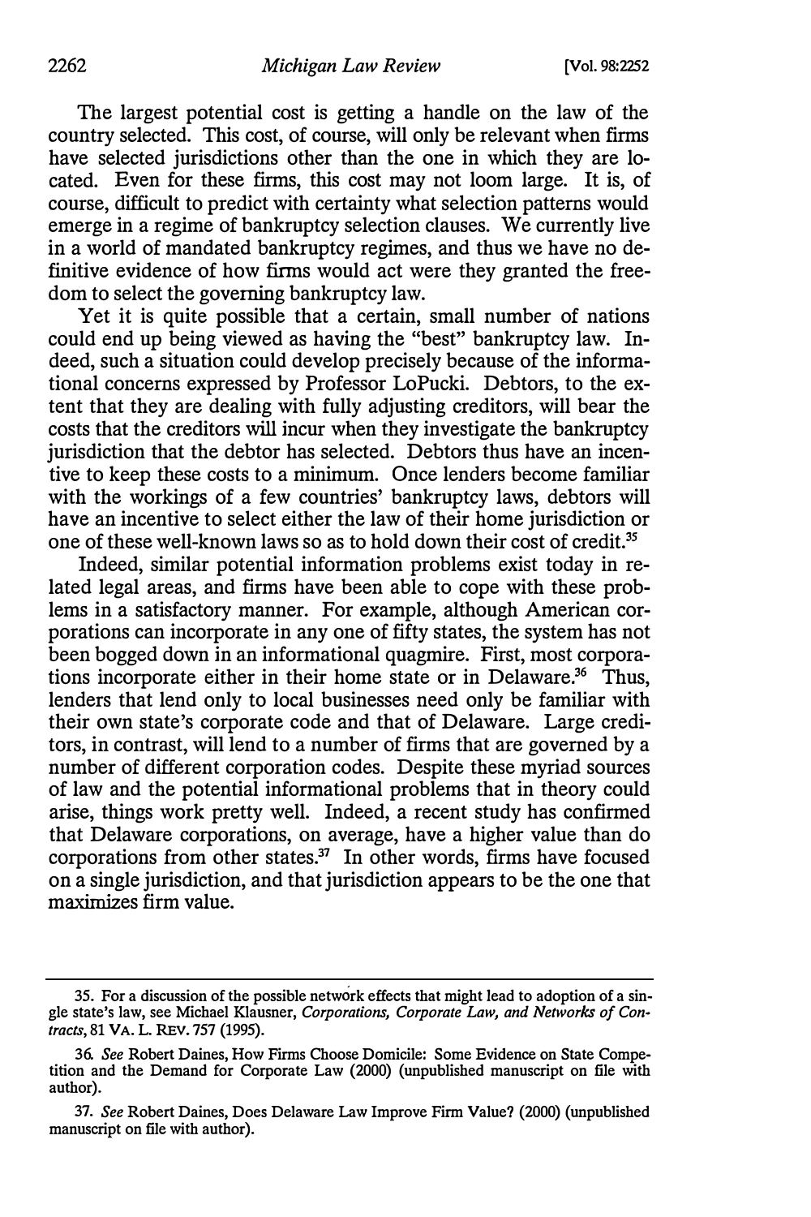The largest potential cost is getting a handle on the law of the country selected. This cost, of course, will only be relevant when firms have selected jurisdictions other than the one in which they are located. Even for these firms, this cost may not loom large. It is, of course, difficult to predict with certainty what selection patterns would emerge in a regime of bankruptcy selection clauses. We currently live in a world of mandated bankruptcy regimes, and thus we have no definitive evidence of how firms would act were they granted the freedom to select the governing bankruptcy law.

Yet it is quite possible that a certain, small number of nations could end up being viewed as having the "best" bankruptcy law. Indeed, such a situation could develop precisely because of the informational concerns expressed by Professor LoPucki. Debtors, to the extent that they are dealing with fully adjusting creditors, will bear the costs that the creditors will incur when they investigate the bankruptcy jurisdiction that the debtor has selected. Debtors thus have an incentive to keep these costs to a minimum. Once lenders become familiar with the workings of a few countries' bankruptcy laws, debtors will have an incentive to select either the law of their home jurisdiction or one of these well-known laws so as to hold down their cost of credit.[35]

Indeed, similar potential information problems exist today in related legal areas, and firms have been able to cope with these problems in a satisfactory manner. For example, although American corporations can incorporate in any one of fifty states, the system has not been bogged down in an informational quagmire. First, most corporations incorporate either in their home state or in Delaware.[36] Thus, lenders that lend only to local businesses need only be familiar with their own state's corporate code and that of Delaware. Large creditors, in contrast, will lend to a number of firms that are governed by a number of different corporation codes. Despite these myriad sources of law and the potential informational problems that in theory could arise, things work pretty well. Indeed, a recent study has confirmed that Delaware corporations, on average, have a higher value than do corporations from other states.[37] In other words, firms have focused on a single jurisdiction, and that jurisdiction appears to be the one that maximizes firm value.

---

35. For a discussion of the possible network effects that might lead to adoption of a single state's law, see Michael Klausner, *Corporations, Corporate Law, and Networks of Contracts*, 81 VA. L. REV. 757 (1995).

36. *See* Robert Daines, How Firms Choose Domicile: Some Evidence on State Competition and the Demand for Corporate Law (2000) (unpublished manuscript on file with author).

37. *See* Robert Daines, Does Delaware Law Improve Firm Value? (2000) (unpublished manuscript on file with author).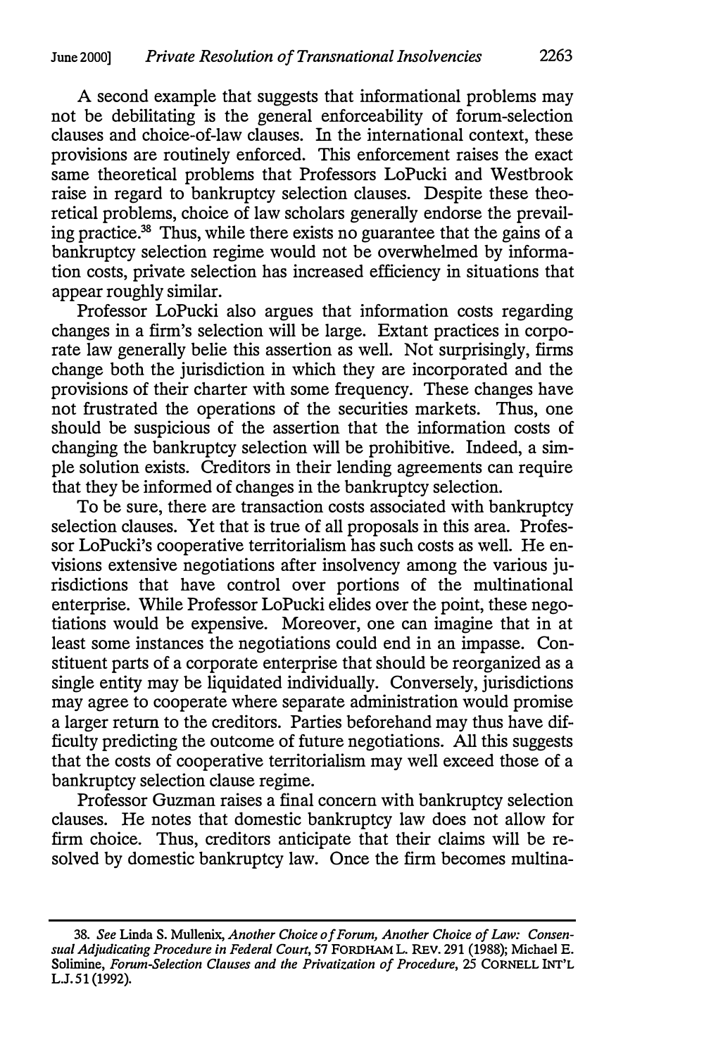A second example that suggests that informational problems may not be debilitating is the general enforceability of forum-selection clauses and choice-of-law clauses. In the international context, these provisions are routinely enforced. This enforcement raises the exact same theoretical problems that Professors LoPucki and Westbrook raise in regard to bankruptcy selection clauses. Despite these theoretical problems, choice of law scholars generally endorse the prevailing practice.[38] Thus, while there exists no guarantee that the gains of a bankruptcy selection regime would not be overwhelmed by information costs, private selection has increased efficiency in situations that appear roughly similar.

Professor LoPucki also argues that information costs regarding changes in a firm's selection will be large. Extant practices in corporate law generally belie this assertion as well. Not surprisingly, firms change both the jurisdiction in which they are incorporated and the provisions of their charter with some frequency. These changes have not frustrated the operations of the securities markets. Thus, one should be suspicious of the assertion that the information costs of changing the bankruptcy selection will be prohibitive. Indeed, a simple solution exists. Creditors in their lending agreements can require that they be informed of changes in the bankruptcy selection.

To be sure, there are transaction costs associated with bankruptcy selection clauses. Yet that is true of all proposals in this area. Professor LoPucki's cooperative territorialism has such costs as well. He envisions extensive negotiations after insolvency among the various jurisdictions that have control over portions of the multinational enterprise. While Professor LoPucki elides over the point, these negotiations would be expensive. Moreover, one can imagine that in at least some instances the negotiations could end in an impasse. Constituent parts of a corporate enterprise that should be reorganized as a single entity may be liquidated individually. Conversely, jurisdictions may agree to cooperate where separate administration would promise a larger return to the creditors. Parties beforehand may thus have difficulty predicting the outcome of future negotiations. All this suggests that the costs of cooperative territorialism may well exceed those of a bankruptcy selection clause regime.

Professor Guzman raises a final concern with bankruptcy selection clauses. He notes that domestic bankruptcy law does not allow for firm choice. Thus, creditors anticipate that their claims will be resolved by domestic bankruptcy law. Once the firm becomes multina-

---

38. *See* Linda S. Mullenix, *Another Choice of Forum, Another Choice of Law: Consensual Adjudicating Procedure in Federal Court*, 57 FORDHAM L. REV. 291 (1988); Michael E. Solimine, *Forum-Selection Clauses and the Privatization of Procedure*, 25 CORNELL INT'L L.J. 51 (1992).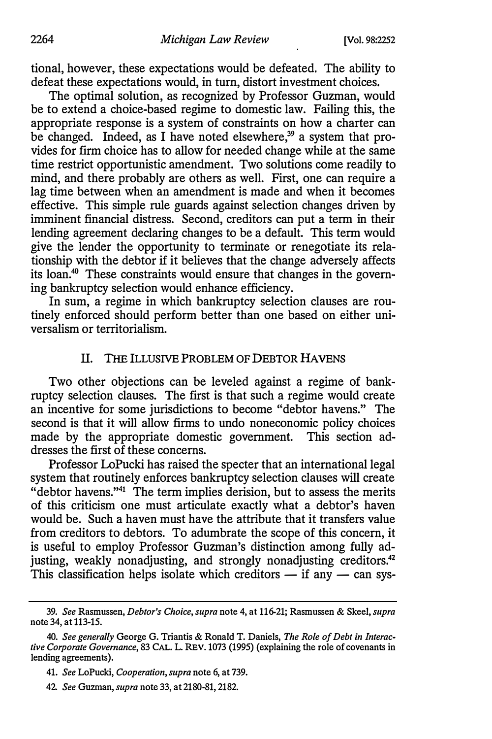tional, however, these expectations would be defeated. The ability to defeat these expectations would, in turn, distort investment choices.

The optimal solution, as recognized by Professor Guzman, would be to extend a choice-based regime to domestic law. Failing this, the appropriate response is a system of constraints on how a charter can be changed. Indeed, as I have noted elsewhere,[39] a system that provides for firm choice has to allow for needed change while at the same time restrict opportunistic amendment. Two solutions come readily to mind, and there probably are others as well. First, one can require a lag time between when an amendment is made and when it becomes effective. This simple rule guards against selection changes driven by imminent financial distress. Second, creditors can put a term in their lending agreement declaring changes to be a default. This term would give the lender the opportunity to terminate or renegotiate its relationship with the debtor if it believes that the change adversely affects its loan.[40] These constraints would ensure that changes in the governing bankruptcy selection would enhance efficiency.

In sum, a regime in which bankruptcy selection clauses are routinely enforced should perform better than one based on either universalism or territorialism.

## II. The Illusive Problem of Debtor Havens

Two other objections can be leveled against a regime of bankruptcy selection clauses. The first is that such a regime would create an incentive for some jurisdictions to become "debtor havens." The second is that it will allow firms to undo noneconomic policy choices made by the appropriate domestic government. This section addresses the first of these concerns.

Professor LoPucki has raised the specter that an international legal system that routinely enforces bankruptcy selection clauses will create "debtor havens."[41] The term implies derision, but to assess the merits of this criticism one must articulate exactly what a debtor's haven would be. Such a haven must have the attribute that it transfers value from creditors to debtors. To adumbrate the scope of this concern, it is useful to employ Professor Guzman's distinction among fully adjusting, weakly nonadjusting, and strongly nonadjusting creditors.[42] This classification helps isolate which creditors — if any — can sys-

39. *See* Rasmussen, *Debtor's Choice*, *supra* note 4, at 116-21; Rasmussen & Skeel, *supra* note 34, at 113-15.

40. *See generally* George G. Triantis & Ronald T. Daniels, *The Role of Debt in Interactive Corporate Governance*, 83 CAL. L. REV. 1073 (1995) (explaining the role of covenants in lending agreements).

41. *See* LoPucki, *Cooperation*, *supra* note 6, at 739.

42. *See* Guzman, *supra* note 33, at 2180-81, 2182.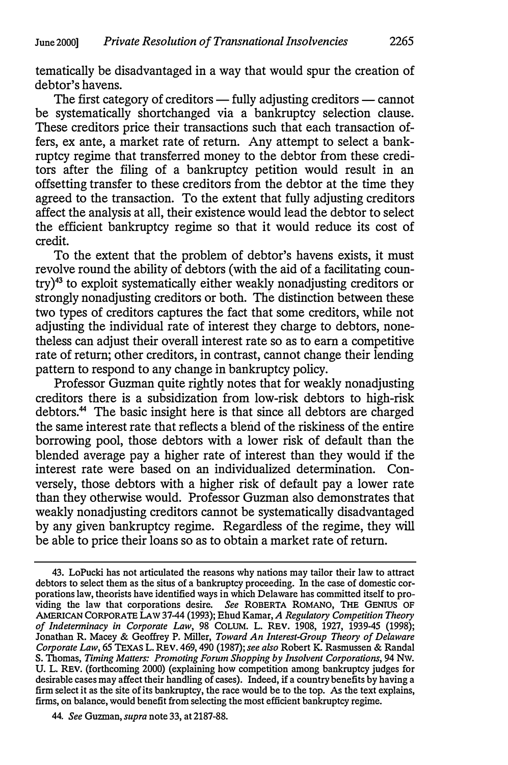tematically be disadvantaged in a way that would spur the creation of debtor's havens.

The first category of creditors — fully adjusting creditors — cannot be systematically shortchanged via a bankruptcy selection clause. These creditors price their transactions such that each transaction offers, ex ante, a market rate of return. Any attempt to select a bankruptcy regime that transferred money to the debtor from these creditors after the filing of a bankruptcy petition would result in an offsetting transfer to these creditors from the debtor at the time they agreed to the transaction. To the extent that fully adjusting creditors affect the analysis at all, their existence would lead the debtor to select the efficient bankruptcy regime so that it would reduce its cost of credit.

To the extent that the problem of debtor's havens exists, it must revolve round the ability of debtors (with the aid of a facilitating country)[43] to exploit systematically either weakly nonadjusting creditors or strongly nonadjusting creditors or both. The distinction between these two types of creditors captures the fact that some creditors, while not adjusting the individual rate of interest they charge to debtors, nonetheless can adjust their overall interest rate so as to earn a competitive rate of return; other creditors, in contrast, cannot change their lending pattern to respond to any change in bankruptcy policy.

Professor Guzman quite rightly notes that for weakly nonadjusting creditors there is a subsidization from low-risk debtors to high-risk debtors.[44] The basic insight here is that since all debtors are charged the same interest rate that reflects a blend of the riskiness of the entire borrowing pool, those debtors with a lower risk of default than the blended average pay a higher rate of interest than they would if the interest rate were based on an individualized determination. Conversely, those debtors with a higher risk of default pay a lower rate than they otherwise would. Professor Guzman also demonstrates that weakly nonadjusting creditors cannot be systematically disadvantaged by any given bankruptcy regime. Regardless of the regime, they will be able to price their loans so as to obtain a market rate of return.

---

43. LoPucki has not articulated the reasons why nations may tailor their law to attract debtors to select them as the situs of a bankruptcy proceeding. In the case of domestic corporations law, theorists have identified ways in which Delaware has committed itself to providing the law that corporations desire. *See* ROBERTA ROMANO, THE GENIUS OF AMERICAN CORPORATE LAW 37-44 (1993); Ehud Kamar, *A Regulatory Competition Theory of Indeterminacy in Corporate Law*, 98 COLUM. L. REV. 1908, 1927, 1939-45 (1998); Jonathan R. Macey & Geoffrey P. Miller, *Toward An Interest-Group Theory of Delaware Corporate Law*, 65 TEXAS L. REV. 469, 490 (1987); *see also* Robert K. Rasmussen & Randal S. Thomas, *Timing Matters: Promoting Forum Shopping by Insolvent Corporations*, 94 NW. U. L. REV. (forthcoming 2000) (explaining how competition among bankruptcy judges for desirable cases may affect their handling of cases). Indeed, if a country benefits by having a firm select it as the site of its bankruptcy, the race would be to the top. As the text explains, firms, on balance, would benefit from selecting the most efficient bankruptcy regime.

44. *See* Guzman, *supra* note 33, at 2187-88.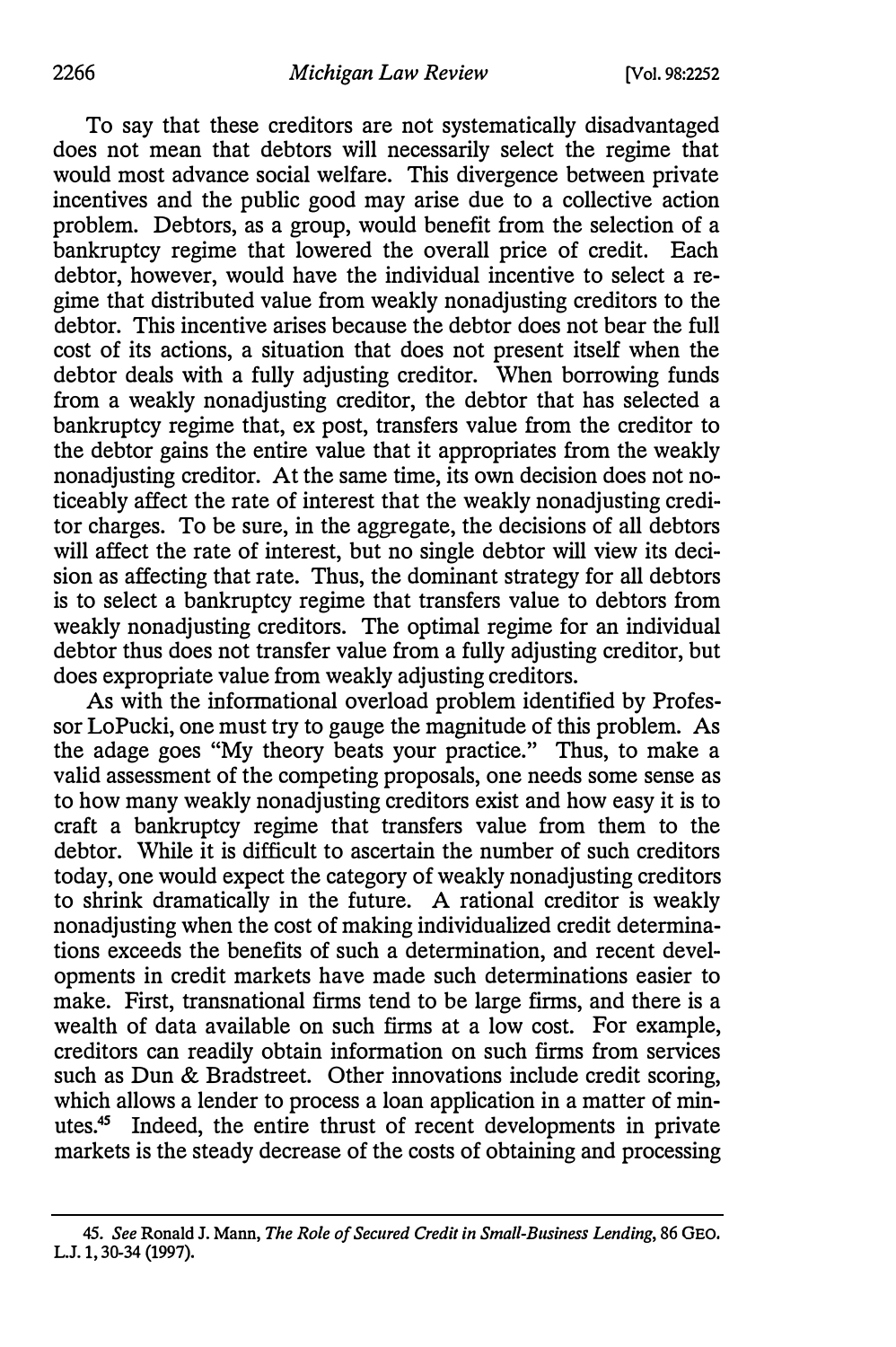To say that these creditors are not systematically disadvantaged does not mean that debtors will necessarily select the regime that would most advance social welfare. This divergence between private incentives and the public good may arise due to a collective action problem. Debtors, as a group, would benefit from the selection of a bankruptcy regime that lowered the overall price of credit. Each debtor, however, would have the individual incentive to select a regime that distributed value from weakly nonadjusting creditors to the debtor. This incentive arises because the debtor does not bear the full cost of its actions, a situation that does not present itself when the debtor deals with a fully adjusting creditor. When borrowing funds from a weakly nonadjusting creditor, the debtor that has selected a bankruptcy regime that, ex post, transfers value from the creditor to the debtor gains the entire value that it appropriates from the weakly nonadjusting creditor. At the same time, its own decision does not noticeably affect the rate of interest that the weakly nonadjusting creditor charges. To be sure, in the aggregate, the decisions of all debtors will affect the rate of interest, but no single debtor will view its decision as affecting that rate. Thus, the dominant strategy for all debtors is to select a bankruptcy regime that transfers value to debtors from weakly nonadjusting creditors. The optimal regime for an individual debtor thus does not transfer value from a fully adjusting creditor, but does expropriate value from weakly adjusting creditors.

As with the informational overload problem identified by Professor LoPucki, one must try to gauge the magnitude of this problem. As the adage goes "My theory beats your practice." Thus, to make a valid assessment of the competing proposals, one needs some sense as to how many weakly nonadjusting creditors exist and how easy it is to craft a bankruptcy regime that transfers value from them to the debtor. While it is difficult to ascertain the number of such creditors today, one would expect the category of weakly nonadjusting creditors to shrink dramatically in the future. A rational creditor is weakly nonadjusting when the cost of making individualized credit determinations exceeds the benefits of such a determination, and recent developments in credit markets have made such determinations easier to make. First, transnational firms tend to be large firms, and there is a wealth of data available on such firms at a low cost. For example, creditors can readily obtain information on such firms from services such as Dun & Bradstreet. Other innovations include credit scoring, which allows a lender to process a loan application in a matter of minutes.[45] Indeed, the entire thrust of recent developments in private markets is the steady decrease of the costs of obtaining and processing

45. *See* Ronald J. Mann, *The Role of Secured Credit in Small-Business Lending*, 86 GEO. L.J. 1, 30-34 (1997).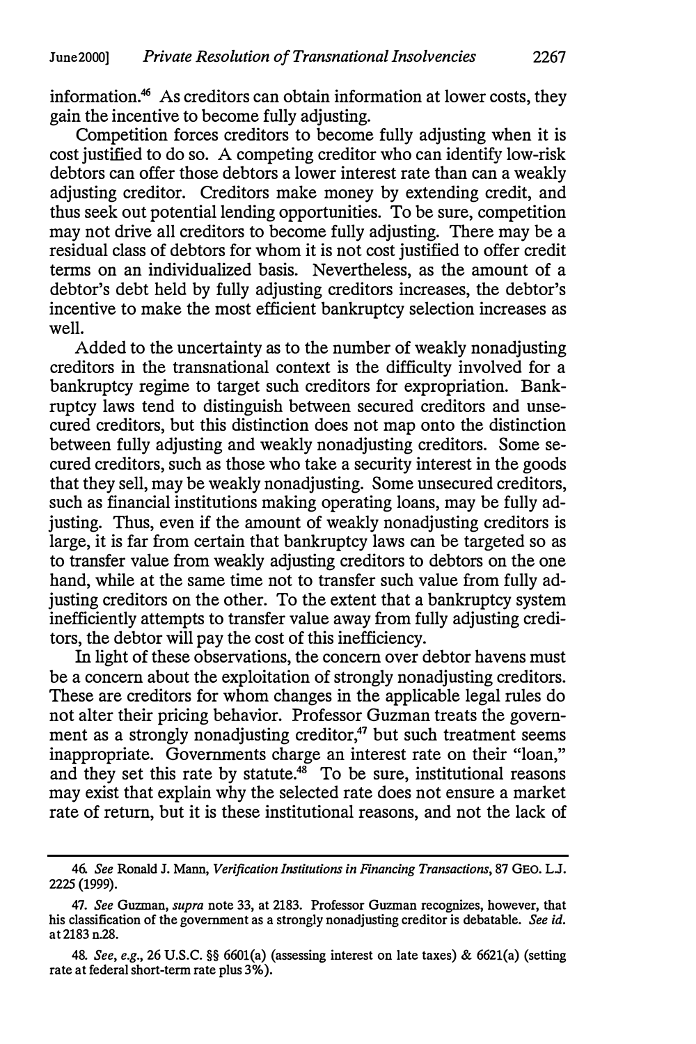information.[46] As creditors can obtain information at lower costs, they gain the incentive to become fully adjusting.

Competition forces creditors to become fully adjusting when it is cost justified to do so. A competing creditor who can identify low-risk debtors can offer those debtors a lower interest rate than can a weakly adjusting creditor. Creditors make money by extending credit, and thus seek out potential lending opportunities. To be sure, competition may not drive all creditors to become fully adjusting. There may be a residual class of debtors for whom it is not cost justified to offer credit terms on an individualized basis. Nevertheless, as the amount of a debtor's debt held by fully adjusting creditors increases, the debtor's incentive to make the most efficient bankruptcy selection increases as well.

Added to the uncertainty as to the number of weakly nonadjusting creditors in the transnational context is the difficulty involved for a bankruptcy regime to target such creditors for expropriation. Bankruptcy laws tend to distinguish between secured creditors and unsecured creditors, but this distinction does not map onto the distinction between fully adjusting and weakly nonadjusting creditors. Some secured creditors, such as those who take a security interest in the goods that they sell, may be weakly nonadjusting. Some unsecured creditors, such as financial institutions making operating loans, may be fully adjusting. Thus, even if the amount of weakly nonadjusting creditors is large, it is far from certain that bankruptcy laws can be targeted so as to transfer value from weakly adjusting creditors to debtors on the one hand, while at the same time not to transfer such value from fully adjusting creditors on the other. To the extent that a bankruptcy system inefficiently attempts to transfer value away from fully adjusting creditors, the debtor will pay the cost of this inefficiency.

In light of these observations, the concern over debtor havens must be a concern about the exploitation of strongly nonadjusting creditors. These are creditors for whom changes in the applicable legal rules do not alter their pricing behavior. Professor Guzman treats the government as a strongly nonadjusting creditor,[47] but such treatment seems inappropriate. Governments charge an interest rate on their "loan," and they set this rate by statute.[48] To be sure, institutional reasons may exist that explain why the selected rate does not ensure a market rate of return, but it is these institutional reasons, and not the lack of

---

46. *See* Ronald J. Mann, *Verification Institutions in Financing Transactions*, 87 GEO. L.J. 2225 (1999).

47. *See* Guzman, *supra* note 33, at 2183. Professor Guzman recognizes, however, that his classification of the government as a strongly nonadjusting creditor is debatable. *See id.* at 2183 n.28.

48. *See, e.g.*, 26 U.S.C. §§ 6601(a) (assessing interest on late taxes) & 6621(a) (setting rate at federal short-term rate plus 3%).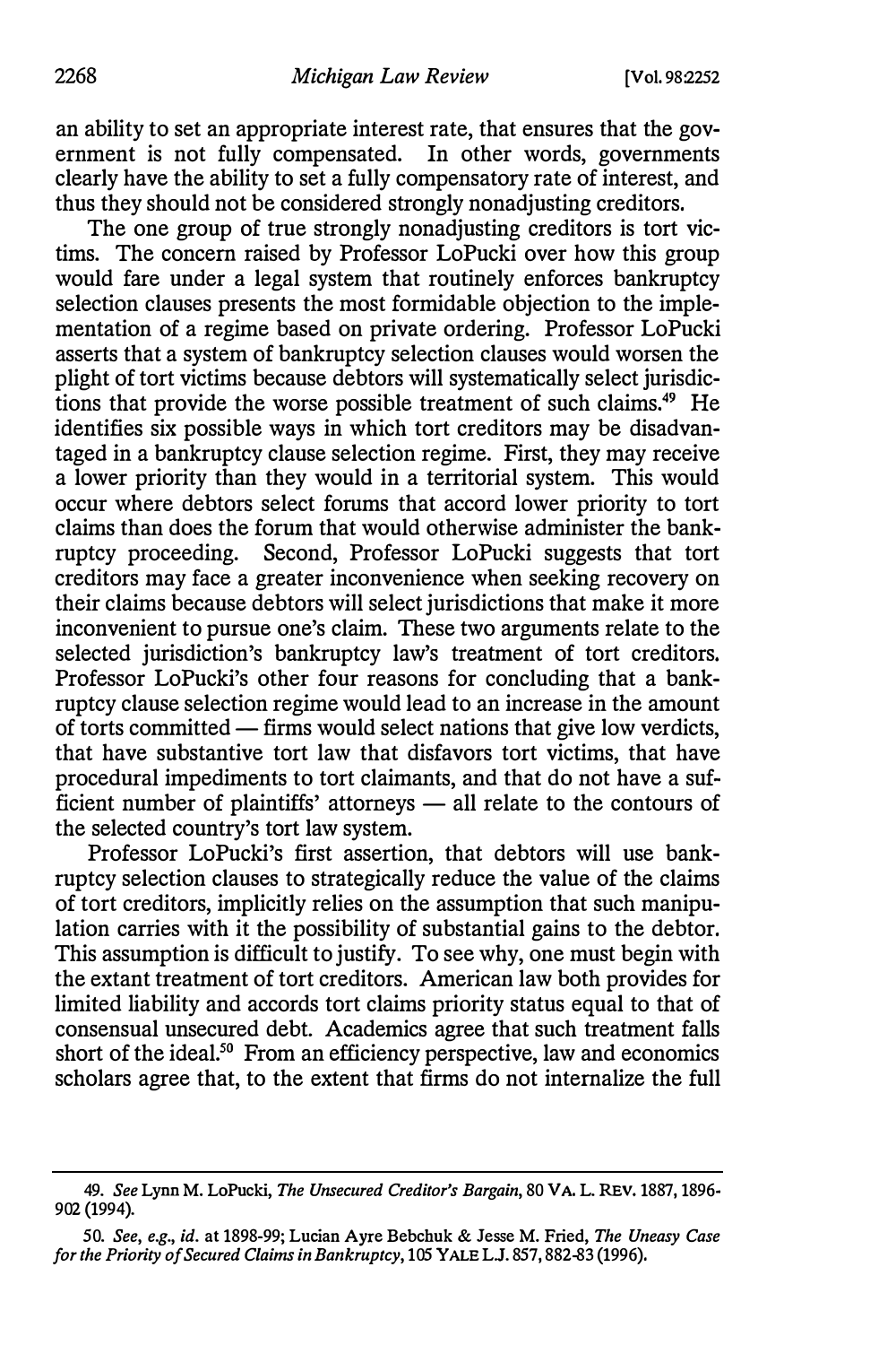an ability to set an appropriate interest rate, that ensures that the government is not fully compensated. In other words, governments clearly have the ability to set a fully compensatory rate of interest, and thus they should not be considered strongly nonadjusting creditors.

The one group of true strongly nonadjusting creditors is tort victims. The concern raised by Professor LoPucki over how this group would fare under a legal system that routinely enforces bankruptcy selection clauses presents the most formidable objection to the implementation of a regime based on private ordering. Professor LoPucki asserts that a system of bankruptcy selection clauses would worsen the plight of tort victims because debtors will systematically select jurisdictions that provide the worse possible treatment of such claims.[49] He identifies six possible ways in which tort creditors may be disadvantaged in a bankruptcy clause selection regime. First, they may receive a lower priority than they would in a territorial system. This would occur where debtors select forums that accord lower priority to tort claims than does the forum that would otherwise administer the bankruptcy proceeding. Second, Professor LoPucki suggests that tort creditors may face a greater inconvenience when seeking recovery on their claims because debtors will select jurisdictions that make it more inconvenient to pursue one's claim. These two arguments relate to the selected jurisdiction's bankruptcy law's treatment of tort creditors. Professor LoPucki's other four reasons for concluding that a bankruptcy clause selection regime would lead to an increase in the amount of torts committed — firms would select nations that give low verdicts, that have substantive tort law that disfavors tort victims, that have procedural impediments to tort claimants, and that do not have a sufficient number of plaintiffs' attorneys — all relate to the contours of the selected country's tort law system.

Professor LoPucki's first assertion, that debtors will use bankruptcy selection clauses to strategically reduce the value of the claims of tort creditors, implicitly relies on the assumption that such manipulation carries with it the possibility of substantial gains to the debtor. This assumption is difficult to justify. To see why, one must begin with the extant treatment of tort creditors. American law both provides for limited liability and accords tort claims priority status equal to that of consensual unsecured debt. Academics agree that such treatment falls short of the ideal.[50] From an efficiency perspective, law and economics scholars agree that, to the extent that firms do not internalize the full

---

49. *See* Lynn M. LoPucki, *The Unsecured Creditor's Bargain*, 80 VA. L. REV. 1887, 1896-902 (1994).

50. *See, e.g., id.* at 1898-99; Lucian Ayre Bebchuk & Jesse M. Fried, *The Uneasy Case for the Priority of Secured Claims in Bankruptcy*, 105 YALE L.J. 857, 882-83 (1996).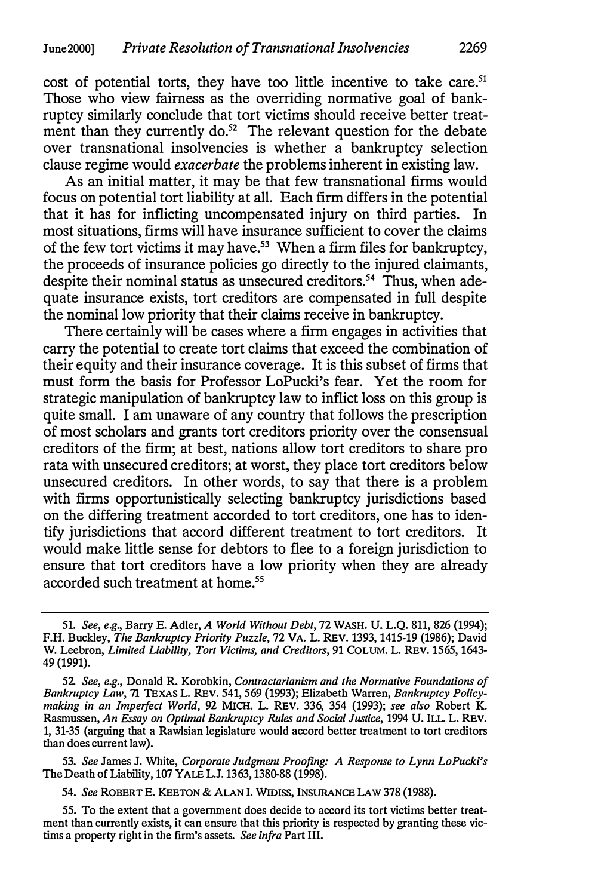cost of potential torts, they have too little incentive to take care.[51] Those who view fairness as the overriding normative goal of bankruptcy similarly conclude that tort victims should receive better treatment than they currently do.[52] The relevant question for the debate over transnational insolvencies is whether a bankruptcy selection clause regime would *exacerbate* the problems inherent in existing law.

As an initial matter, it may be that few transnational firms would focus on potential tort liability at all. Each firm differs in the potential that it has for inflicting uncompensated injury on third parties. In most situations, firms will have insurance sufficient to cover the claims of the few tort victims it may have.[53] When a firm files for bankruptcy, the proceeds of insurance policies go directly to the injured claimants, despite their nominal status as unsecured creditors.[54] Thus, when adequate insurance exists, tort creditors are compensated in full despite the nominal low priority that their claims receive in bankruptcy.

There certainly will be cases where a firm engages in activities that carry the potential to create tort claims that exceed the combination of their equity and their insurance coverage. It is this subset of firms that must form the basis for Professor LoPucki's fear. Yet the room for strategic manipulation of bankruptcy law to inflict loss on this group is quite small. I am unaware of any country that follows the prescription of most scholars and grants tort creditors priority over the consensual creditors of the firm; at best, nations allow tort creditors to share pro rata with unsecured creditors; at worst, they place tort creditors below unsecured creditors. In other words, to say that there is a problem with firms opportunistically selecting bankruptcy jurisdictions based on the differing treatment accorded to tort creditors, one has to identify jurisdictions that accord different treatment to tort creditors. It would make little sense for debtors to flee to a foreign jurisdiction to ensure that tort creditors have a low priority when they are already accorded such treatment at home.[55]

---

51. *See, e.g.*, Barry E. Adler, *A World Without Debt*, 72 WASH. U. L.Q. 811, 826 (1994); F.H. Buckley, *The Bankruptcy Priority Puzzle*, 72 VA. L. REV. 1393, 1415-19 (1986); David W. Leebron, *Limited Liability, Tort Victims, and Creditors*, 91 COLUM. L. REV. 1565, 1643-49 (1991).

52. *See, e.g.*, Donald R. Korobkin, *Contractarianism and the Normative Foundations of Bankruptcy Law*, 71 TEXAS L. REV. 541, 569 (1993); Elizabeth Warren, *Bankruptcy Policy-making in an Imperfect World*, 92 MICH. L. REV. 336, 354 (1993); *see also* Robert K. Rasmussen, *An Essay on Optimal Bankruptcy Rules and Social Justice*, 1994 U. ILL. L. REV. 1, 31-35 (arguing that a Rawlsian legislature would accord better treatment to tort creditors than does current law).

53. *See* James J. White, *Corporate Judgment Proofing: A Response to Lynn LoPucki's* The Death of Liability, 107 YALE L.J. 1363, 1380-88 (1998).

54. *See* ROBERT E. KEETON & ALAN I. WIDISS, INSURANCE LAW 378 (1988).

55. To the extent that a government does decide to accord its tort victims better treatment than currently exists, it can ensure that this priority is respected by granting these victims a property right in the firm's assets. *See infra* Part III.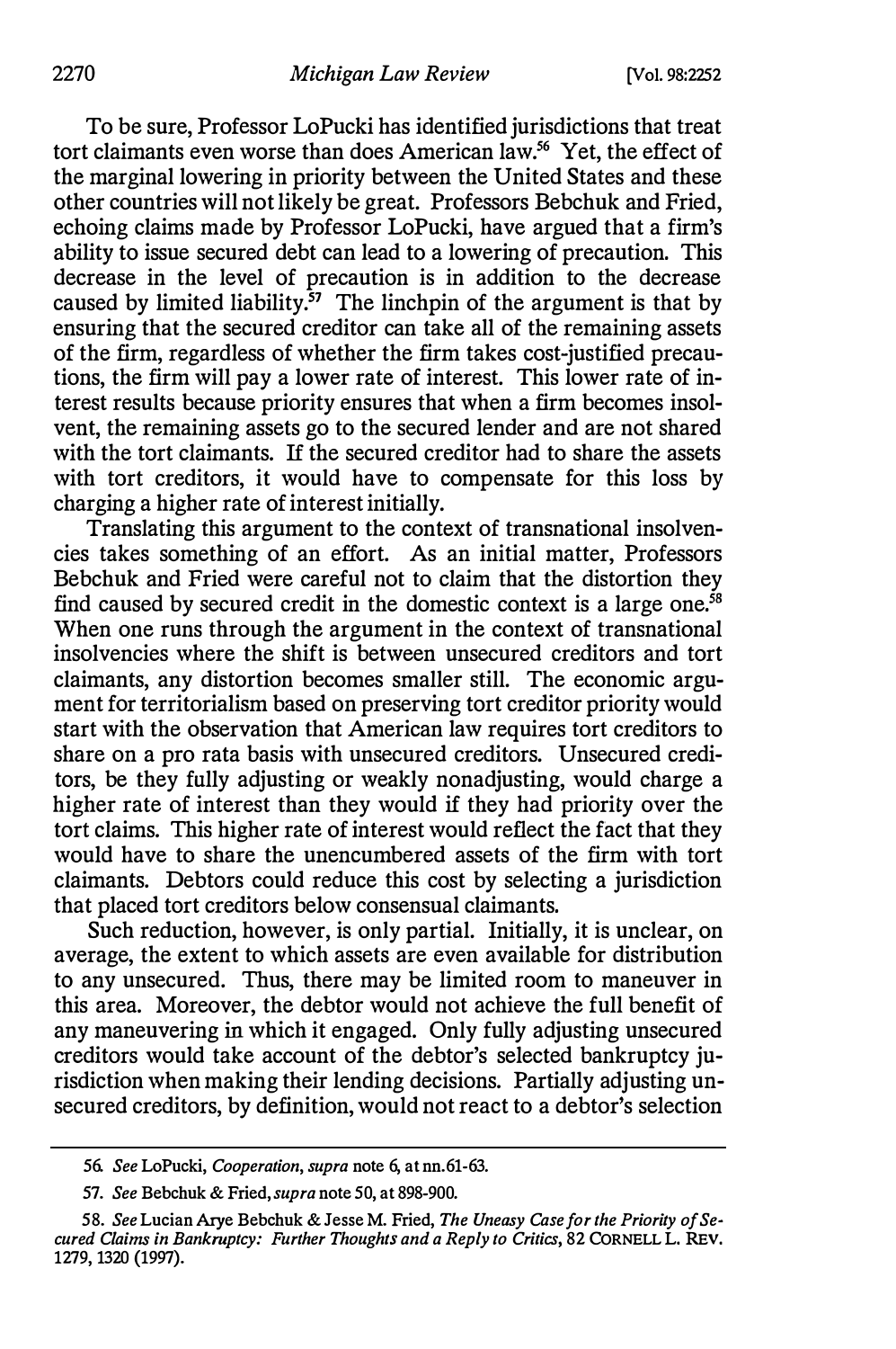To be sure, Professor LoPucki has identified jurisdictions that treat tort claimants even worse than does American law.[56] Yet, the effect of the marginal lowering in priority between the United States and these other countries will not likely be great. Professors Bebchuk and Fried, echoing claims made by Professor LoPucki, have argued that a firm's ability to issue secured debt can lead to a lowering of precaution. This decrease in the level of precaution is in addition to the decrease caused by limited liability.[57] The linchpin of the argument is that by ensuring that the secured creditor can take all of the remaining assets of the firm, regardless of whether the firm takes cost-justified precautions, the firm will pay a lower rate of interest. This lower rate of interest results because priority ensures that when a firm becomes insolvent, the remaining assets go to the secured lender and are not shared with the tort claimants. If the secured creditor had to share the assets with tort creditors, it would have to compensate for this loss by charging a higher rate of interest initially.

Translating this argument to the context of transnational insolvencies takes something of an effort. As an initial matter, Professors Bebchuk and Fried were careful not to claim that the distortion they find caused by secured credit in the domestic context is a large one.[58] When one runs through the argument in the context of transnational insolvencies where the shift is between unsecured creditors and tort claimants, any distortion becomes smaller still. The economic argument for territorialism based on preserving tort creditor priority would start with the observation that American law requires tort creditors to share on a pro rata basis with unsecured creditors. Unsecured creditors, be they fully adjusting or weakly nonadjusting, would charge a higher rate of interest than they would if they had priority over the tort claims. This higher rate of interest would reflect the fact that they would have to share the unencumbered assets of the firm with tort claimants. Debtors could reduce this cost by selecting a jurisdiction that placed tort creditors below consensual claimants.

Such reduction, however, is only partial. Initially, it is unclear, on average, the extent to which assets are even available for distribution to any unsecured. Thus, there may be limited room to maneuver in this area. Moreover, the debtor would not achieve the full benefit of any maneuvering in which it engaged. Only fully adjusting unsecured creditors would take account of the debtor's selected bankruptcy jurisdiction when making their lending decisions. Partially adjusting unsecured creditors, by definition, would not react to a debtor's selection

---

56. *See* LoPucki, *Cooperation*, *supra* note 6, at nn.61-63.

57. *See* Bebchuk & Fried, *supra* note 50, at 898-900.

58. *See* Lucian Arye Bebchuk & Jesse M. Fried, *The Uneasy Case for the Priority of Secured Claims in Bankruptcy: Further Thoughts and a Reply to Critics*, 82 CORNELL L. REV. 1279, 1320 (1997).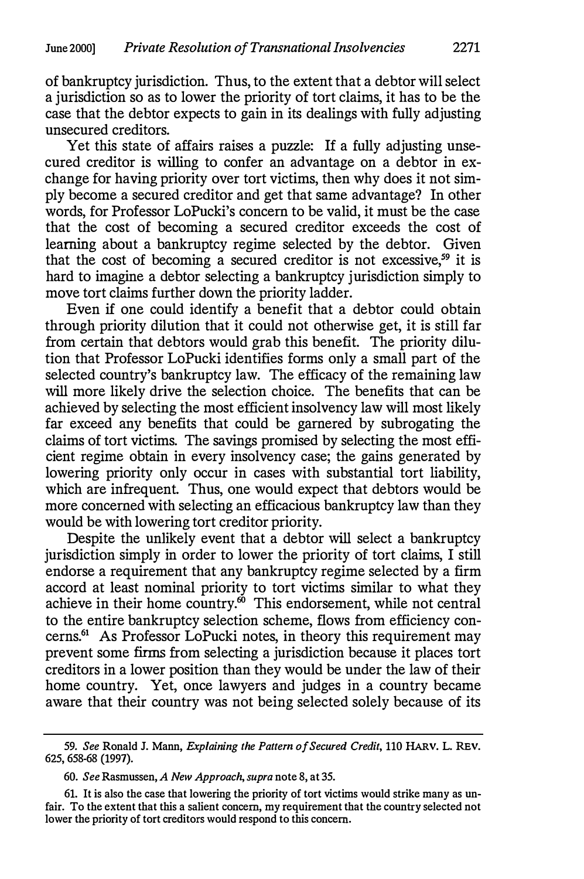of bankruptcy jurisdiction. Thus, to the extent that a debtor will select a jurisdiction so as to lower the priority of tort claims, it has to be the case that the debtor expects to gain in its dealings with fully adjusting unsecured creditors.

Yet this state of affairs raises a puzzle: If a fully adjusting unsecured creditor is willing to confer an advantage on a debtor in exchange for having priority over tort victims, then why does it not simply become a secured creditor and get that same advantage? In other words, for Professor LoPucki's concern to be valid, it must be the case that the cost of becoming a secured creditor exceeds the cost of learning about a bankruptcy regime selected by the debtor. Given that the cost of becoming a secured creditor is not excessive,[59] it is hard to imagine a debtor selecting a bankruptcy jurisdiction simply to move tort claims further down the priority ladder.

Even if one could identify a benefit that a debtor could obtain through priority dilution that it could not otherwise get, it is still far from certain that debtors would grab this benefit. The priority dilution that Professor LoPucki identifies forms only a small part of the selected country's bankruptcy law. The efficacy of the remaining law will more likely drive the selection choice. The benefits that can be achieved by selecting the most efficient insolvency law will most likely far exceed any benefits that could be garnered by subrogating the claims of tort victims. The savings promised by selecting the most efficient regime obtain in every insolvency case; the gains generated by lowering priority only occur in cases with substantial tort liability, which are infrequent. Thus, one would expect that debtors would be more concerned with selecting an efficacious bankruptcy law than they would be with lowering tort creditor priority.

Despite the unlikely event that a debtor will select a bankruptcy jurisdiction simply in order to lower the priority of tort claims, I still endorse a requirement that any bankruptcy regime selected by a firm accord at least nominal priority to tort victims similar to what they achieve in their home country.[60] This endorsement, while not central to the entire bankruptcy selection scheme, flows from efficiency concerns.[61] As Professor LoPucki notes, in theory this requirement may prevent some firms from selecting a jurisdiction because it places tort creditors in a lower position than they would be under the law of their home country. Yet, once lawyers and judges in a country became aware that their country was not being selected solely because of its

---

59. *See* Ronald J. Mann, *Explaining the Pattern of Secured Credit*, 110 HARV. L. REV. 625, 658-68 (1997).

60. *See* Rasmussen, *A New Approach*, *supra* note 8, at 35.

61. It is also the case that lowering the priority of tort victims would strike many as unfair. To the extent that this a salient concern, my requirement that the country selected not lower the priority of tort creditors would respond to this concern.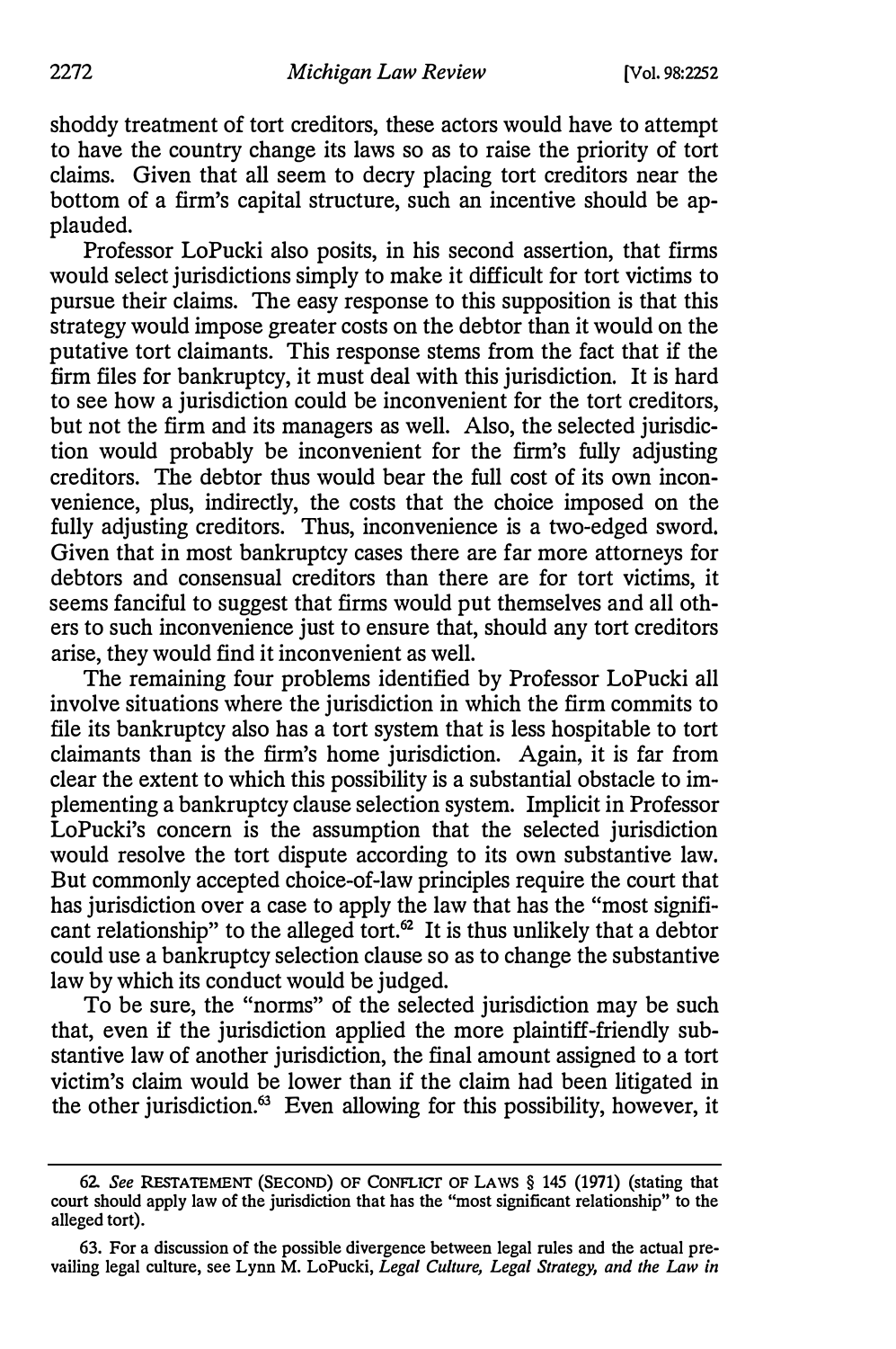shoddy treatment of tort creditors, these actors would have to attempt to have the country change its laws so as to raise the priority of tort claims. Given that all seem to decry placing tort creditors near the bottom of a firm's capital structure, such an incentive should be applauded.

Professor LoPucki also posits, in his second assertion, that firms would select jurisdictions simply to make it difficult for tort victims to pursue their claims. The easy response to this supposition is that this strategy would impose greater costs on the debtor than it would on the putative tort claimants. This response stems from the fact that if the firm files for bankruptcy, it must deal with this jurisdiction. It is hard to see how a jurisdiction could be inconvenient for the tort creditors, but not the firm and its managers as well. Also, the selected jurisdiction would probably be inconvenient for the firm's fully adjusting creditors. The debtor thus would bear the full cost of its own inconvenience, plus, indirectly, the costs that the choice imposed on the fully adjusting creditors. Thus, inconvenience is a two-edged sword. Given that in most bankruptcy cases there are far more attorneys for debtors and consensual creditors than there are for tort victims, it seems fanciful to suggest that firms would put themselves and all others to such inconvenience just to ensure that, should any tort creditors arise, they would find it inconvenient as well.

The remaining four problems identified by Professor LoPucki all involve situations where the jurisdiction in which the firm commits to file its bankruptcy also has a tort system that is less hospitable to tort claimants than is the firm's home jurisdiction. Again, it is far from clear the extent to which this possibility is a substantial obstacle to implementing a bankruptcy clause selection system. Implicit in Professor LoPucki's concern is the assumption that the selected jurisdiction would resolve the tort dispute according to its own substantive law. But commonly accepted choice-of-law principles require the court that has jurisdiction over a case to apply the law that has the "most significant relationship" to the alleged tort.[62] It is thus unlikely that a debtor could use a bankruptcy selection clause so as to change the substantive law by which its conduct would be judged.

To be sure, the "norms" of the selected jurisdiction may be such that, even if the jurisdiction applied the more plaintiff-friendly substantive law of another jurisdiction, the final amount assigned to a tort victim's claim would be lower than if the claim had been litigated in the other jurisdiction.[63] Even allowing for this possibility, however, it

---

62. *See* RESTATEMENT (SECOND) OF CONFLICT OF LAWS § 145 (1971) (stating that court should apply law of the jurisdiction that has the "most significant relationship" to the alleged tort).

63. For a discussion of the possible divergence between legal rules and the actual prevailing legal culture, see Lynn M. LoPucki, *Legal Culture, Legal Strategy, and the Law in*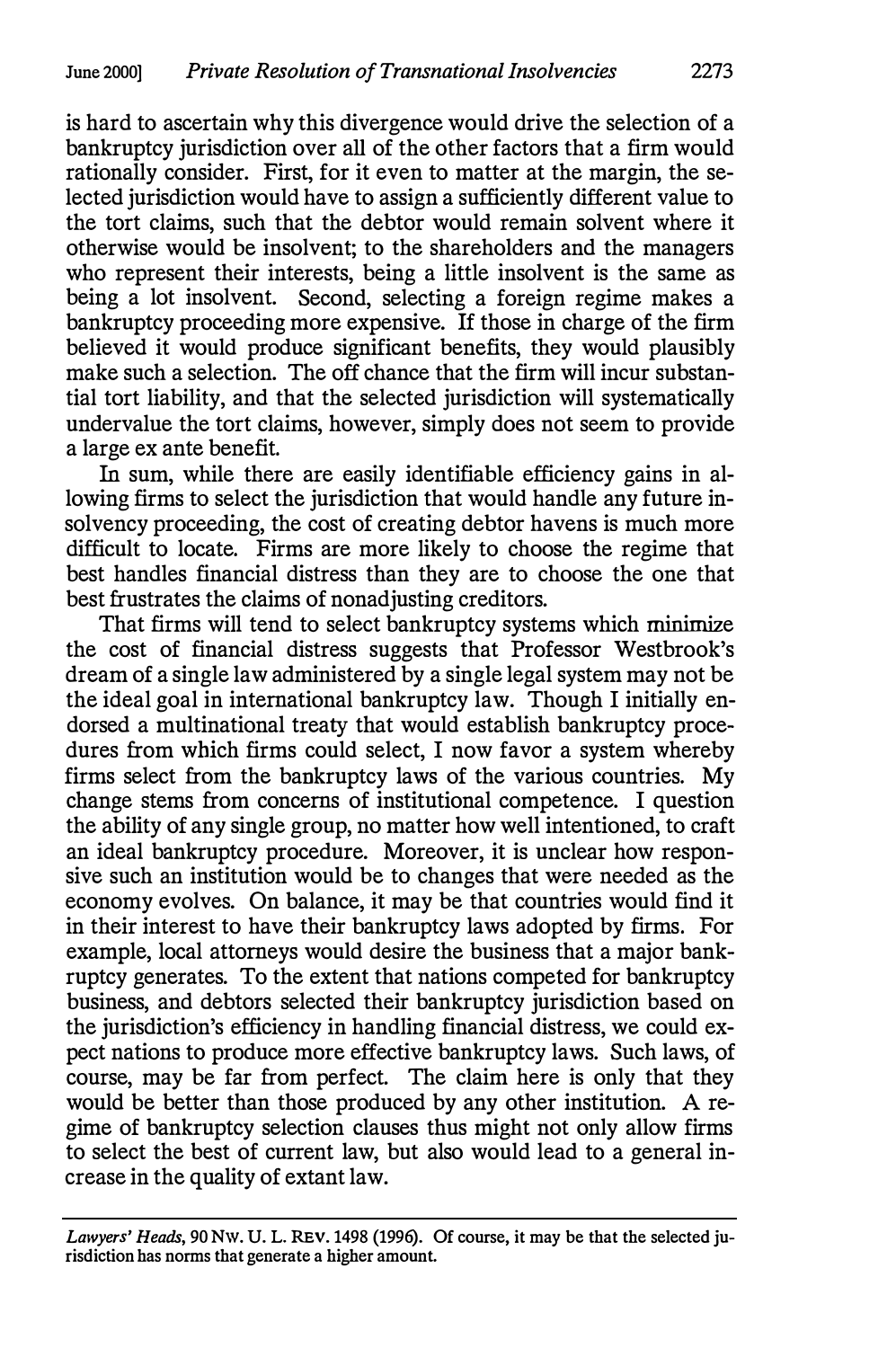is hard to ascertain why this divergence would drive the selection of a bankruptcy jurisdiction over all of the other factors that a firm would rationally consider. First, for it even to matter at the margin, the selected jurisdiction would have to assign a sufficiently different value to the tort claims, such that the debtor would remain solvent where it otherwise would be insolvent; to the shareholders and the managers who represent their interests, being a little insolvent is the same as being a lot insolvent. Second, selecting a foreign regime makes a bankruptcy proceeding more expensive. If those in charge of the firm believed it would produce significant benefits, they would plausibly make such a selection. The off chance that the firm will incur substantial tort liability, and that the selected jurisdiction will systematically undervalue the tort claims, however, simply does not seem to provide a large ex ante benefit.

In sum, while there are easily identifiable efficiency gains in allowing firms to select the jurisdiction that would handle any future insolvency proceeding, the cost of creating debtor havens is much more difficult to locate. Firms are more likely to choose the regime that best handles financial distress than they are to choose the one that best frustrates the claims of nonadjusting creditors.

That firms will tend to select bankruptcy systems which minimize the cost of financial distress suggests that Professor Westbrook's dream of a single law administered by a single legal system may not be the ideal goal in international bankruptcy law. Though I initially endorsed a multinational treaty that would establish bankruptcy procedures from which firms could select, I now favor a system whereby firms select from the bankruptcy laws of the various countries. My change stems from concerns of institutional competence. I question the ability of any single group, no matter how well intentioned, to craft an ideal bankruptcy procedure. Moreover, it is unclear how responsive such an institution would be to changes that were needed as the economy evolves. On balance, it may be that countries would find it in their interest to have their bankruptcy laws adopted by firms. For example, local attorneys would desire the business that a major bankruptcy generates. To the extent that nations competed for bankruptcy business, and debtors selected their bankruptcy jurisdiction based on the jurisdiction's efficiency in handling financial distress, we could expect nations to produce more effective bankruptcy laws. Such laws, of course, may be far from perfect. The claim here is only that they would be better than those produced by any other institution. A regime of bankruptcy selection clauses thus might not only allow firms to select the best of current law, but also would lead to a general increase in the quality of extant law.

---

*Lawyers' Heads*, 90 NW. U. L. REV. 1498 (1996). Of course, it may be that the selected jurisdiction has norms that generate a higher amount.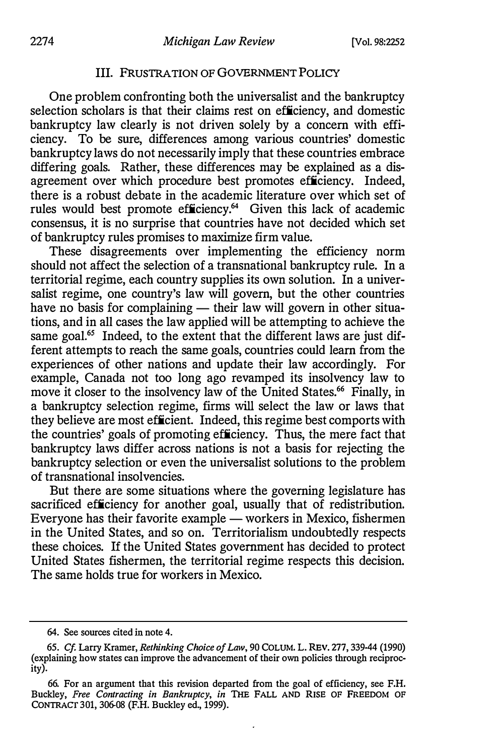### III. FRUSTRATION OF GOVERNMENT POLICY

One problem confronting both the universalist and the bankruptcy selection scholars is that their claims rest on efficiency, and domestic bankruptcy law clearly is not driven solely by a concern with efficiency. To be sure, differences among various countries' domestic bankruptcy laws do not necessarily imply that these countries embrace differing goals. Rather, these differences may be explained as a disagreement over which procedure best promotes efficiency. Indeed, there is a robust debate in the academic literature over which set of rules would best promote efficiency.[64] Given this lack of academic consensus, it is no surprise that countries have not decided which set of bankruptcy rules promises to maximize firm value.

These disagreements over implementing the efficiency norm should not affect the selection of a transnational bankruptcy rule. In a territorial regime, each country supplies its own solution. In a universalist regime, one country's law will govern, but the other countries have no basis for complaining — their law will govern in other situations, and in all cases the law applied will be attempting to achieve the same goal.[65] Indeed, to the extent that the different laws are just different attempts to reach the same goals, countries could learn from the experiences of other nations and update their law accordingly. For example, Canada not too long ago revamped its insolvency law to move it closer to the insolvency law of the United States.[66] Finally, in a bankruptcy selection regime, firms will select the law or laws that they believe are most efficient. Indeed, this regime best comports with the countries' goals of promoting efficiency. Thus, the mere fact that bankruptcy laws differ across nations is not a basis for rejecting the bankruptcy selection or even the universalist solutions to the problem of transnational insolvencies.

But there are some situations where the governing legislature has sacrificed efficiency for another goal, usually that of redistribution. Everyone has their favorite example — workers in Mexico, fishermen in the United States, and so on. Territorialism undoubtedly respects these choices. If the United States government has decided to protect United States fishermen, the territorial regime respects this decision. The same holds true for workers in Mexico.

---

64. See sources cited in note 4.

65. *Cf.* Larry Kramer, *Rethinking Choice of Law*, 90 COLUM. L. REV. 277, 339-44 (1990) (explaining how states can improve the advancement of their own policies through reciprocity).

66. For an argument that this revision departed from the goal of efficiency, see F.H. Buckley, *Free Contracting in Bankruptcy*, *in* THE FALL AND RISE OF FREEDOM OF CONTRACT 301, 306-08 (F.H. Buckley ed., 1999).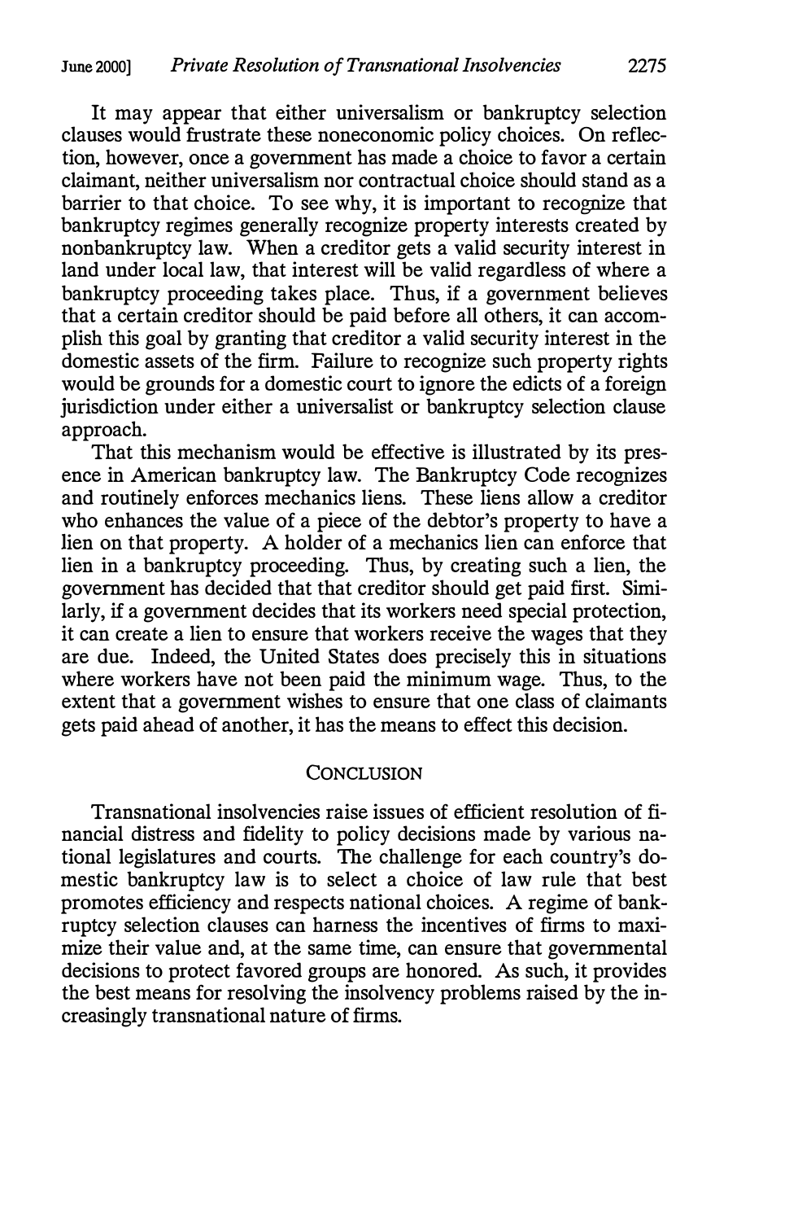It may appear that either universalism or bankruptcy selection clauses would frustrate these noneconomic policy choices. On reflection, however, once a government has made a choice to favor a certain claimant, neither universalism nor contractual choice should stand as a barrier to that choice. To see why, it is important to recognize that bankruptcy regimes generally recognize property interests created by nonbankruptcy law. When a creditor gets a valid security interest in land under local law, that interest will be valid regardless of where a bankruptcy proceeding takes place. Thus, if a government believes that a certain creditor should be paid before all others, it can accomplish this goal by granting that creditor a valid security interest in the domestic assets of the firm. Failure to recognize such property rights would be grounds for a domestic court to ignore the edicts of a foreign jurisdiction under either a universalist or bankruptcy selection clause approach.

That this mechanism would be effective is illustrated by its presence in American bankruptcy law. The Bankruptcy Code recognizes and routinely enforces mechanics liens. These liens allow a creditor who enhances the value of a piece of the debtor's property to have a lien on that property. A holder of a mechanics lien can enforce that lien in a bankruptcy proceeding. Thus, by creating such a lien, the government has decided that that creditor should get paid first. Similarly, if a government decides that its workers need special protection, it can create a lien to ensure that workers receive the wages that they are due. Indeed, the United States does precisely this in situations where workers have not been paid the minimum wage. Thus, to the extent that a government wishes to ensure that one class of claimants gets paid ahead of another, it has the means to effect this decision.

## CONCLUSION

Transnational insolvencies raise issues of efficient resolution of financial distress and fidelity to policy decisions made by various national legislatures and courts. The challenge for each country's domestic bankruptcy law is to select a choice of law rule that best promotes efficiency and respects national choices. A regime of bankruptcy selection clauses can harness the incentives of firms to maximize their value and, at the same time, can ensure that governmental decisions to protect favored groups are honored. As such, it provides the best means for resolving the insolvency problems raised by the increasingly transnational nature of firms.